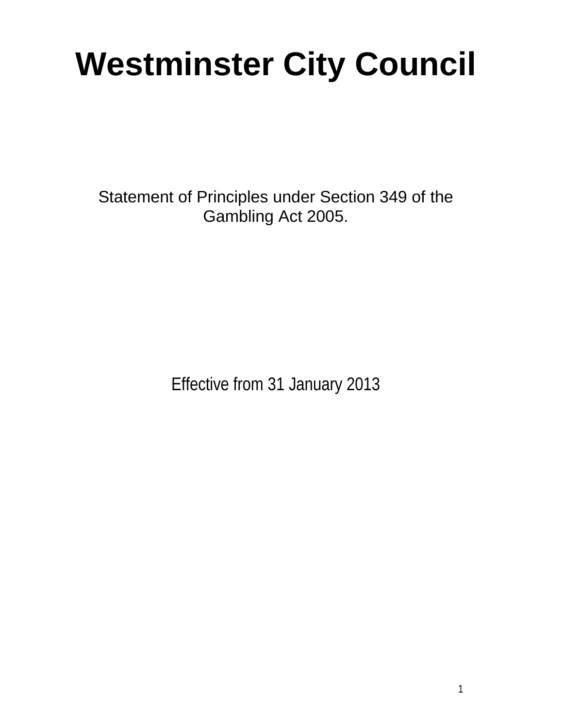# Westminster City Council

Statement of Principles under Section 349 of the Gambling Act 2005.

Effective from 31 January 2013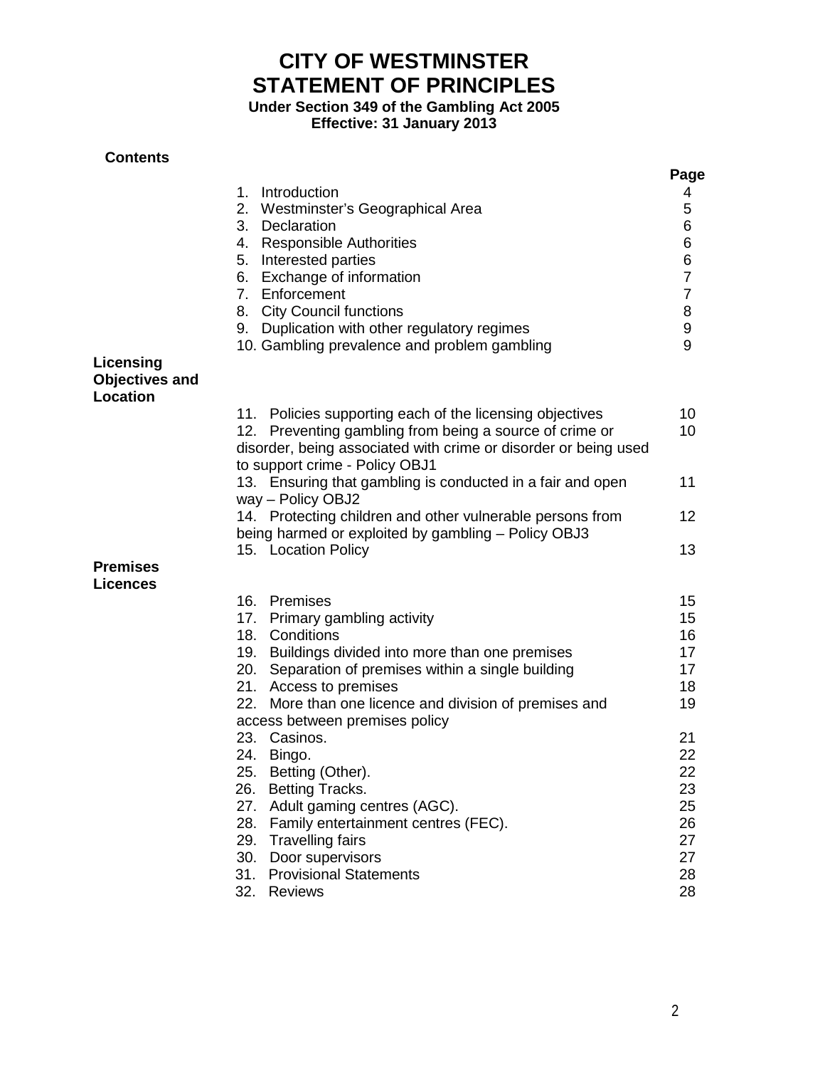# CITY OF WESTMINSTER
# STATEMENT OF PRINCIPLES

**Under Section 349 of the Gambling Act 2005**
**Effective: 31 January 2013**

**Contents**

| | | Page |
|---|---|---|
| | 1. Introduction | 4 |
| | 2. Westminster's Geographical Area | 5 |
| | 3. Declaration | 6 |
| | 4. Responsible Authorities | 6 |
| | 5. Interested parties | 6 |
| | 6. Exchange of information | 7 |
| | 7. Enforcement | 7 |
| | 8. City Council functions | 8 |
| | 9. Duplication with other regulatory regimes | 9 |
| | 10. Gambling prevalence and problem gambling | 9 |
| **Licensing Objectives and Location** | | |
| | 11. Policies supporting each of the licensing objectives | 10 |
| | 12. Preventing gambling from being a source of crime or disorder, being associated with crime or disorder or being used to support crime - Policy OBJ1 | 10 |
| | 13. Ensuring that gambling is conducted in a fair and open way – Policy OBJ2 | 11 |
| | 14. Protecting children and other vulnerable persons from being harmed or exploited by gambling – Policy OBJ3 | 12 |
| | 15. Location Policy | 13 |
| **Premises Licences** | | |
| | 16. Premises | 15 |
| | 17. Primary gambling activity | 15 |
| | 18. Conditions | 16 |
| | 19. Buildings divided into more than one premises | 17 |
| | 20. Separation of premises within a single building | 17 |
| | 21. Access to premises | 18 |
| | 22. More than one licence and division of premises and access between premises policy | 19 |
| | 23. Casinos. | 21 |
| | 24. Bingo. | 22 |
| | 25. Betting (Other). | 22 |
| | 26. Betting Tracks. | 23 |
| | 27. Adult gaming centres (AGC). | 25 |
| | 28. Family entertainment centres (FEC). | 26 |
| | 29. Travelling fairs | 27 |
| | 30. Door supervisors | 27 |
| | 31. Provisional Statements | 28 |
| | 32. Reviews | 28 |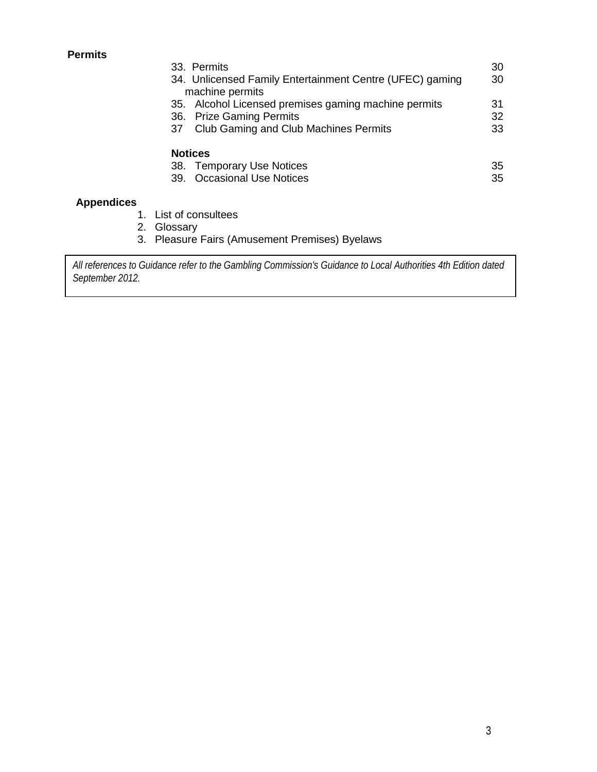**Permits**

| | |
|---|---|
| 33. Permits | 30 |
| 34. Unlicensed Family Entertainment Centre (UFEC) gaming machine permits | 30 |
| 35. Alcohol Licensed premises gaming machine permits | 31 |
| 36. Prize Gaming Permits | 32 |
| 37 Club Gaming and Club Machines Permits | 33 |

**Notices**

| | |
|---|---|
| 38. Temporary Use Notices | 35 |
| 39. Occasional Use Notices | 35 |

**Appendices**

1. List of consultees
2. Glossary
3. Pleasure Fairs (Amusement Premises) Byelaws

*All references to Guidance refer to the Gambling Commission's Guidance to Local Authorities 4th Edition dated September 2012.*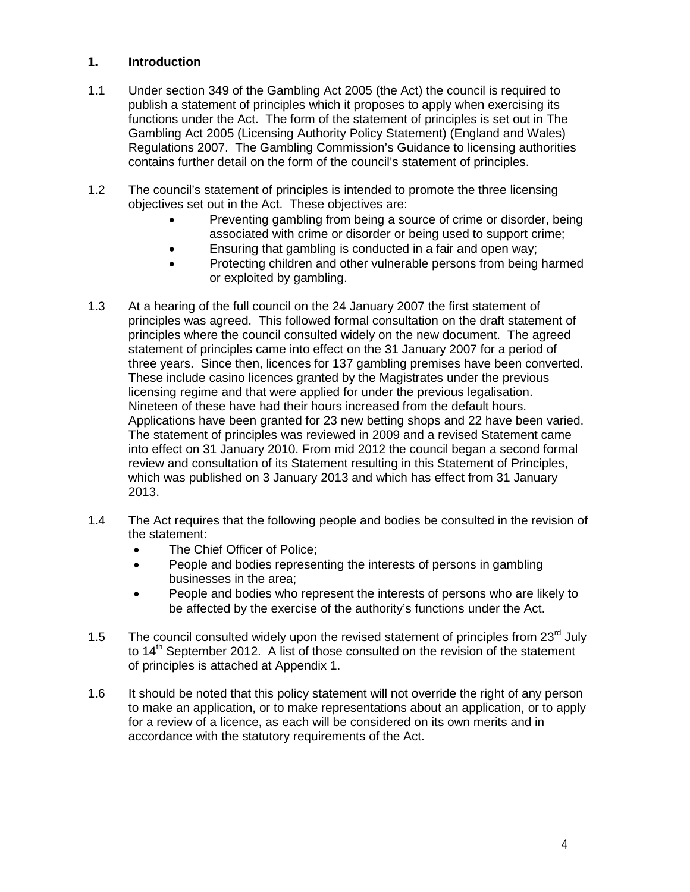## 1. Introduction

1.1 Under section 349 of the Gambling Act 2005 (the Act) the council is required to publish a statement of principles which it proposes to apply when exercising its functions under the Act. The form of the statement of principles is set out in The Gambling Act 2005 (Licensing Authority Policy Statement) (England and Wales) Regulations 2007. The Gambling Commission's Guidance to licensing authorities contains further detail on the form of the council's statement of principles.

1.2 The council's statement of principles is intended to promote the three licensing objectives set out in the Act. These objectives are:

- Preventing gambling from being a source of crime or disorder, being associated with crime or disorder or being used to support crime;
- Ensuring that gambling is conducted in a fair and open way;
- Protecting children and other vulnerable persons from being harmed or exploited by gambling.

1.3 At a hearing of the full council on the 24 January 2007 the first statement of principles was agreed. This followed formal consultation on the draft statement of principles where the council consulted widely on the new document. The agreed statement of principles came into effect on the 31 January 2007 for a period of three years. Since then, licences for 137 gambling premises have been converted. These include casino licences granted by the Magistrates under the previous licensing regime and that were applied for under the previous legalisation. Nineteen of these have had their hours increased from the default hours. Applications have been granted for 23 new betting shops and 22 have been varied. The statement of principles was reviewed in 2009 and a revised Statement came into effect on 31 January 2010. From mid 2012 the council began a second formal review and consultation of its Statement resulting in this Statement of Principles, which was published on 3 January 2013 and which has effect from 31 January 2013.

1.4 The Act requires that the following people and bodies be consulted in the revision of the statement:

- The Chief Officer of Police;
- People and bodies representing the interests of persons in gambling businesses in the area;
- People and bodies who represent the interests of persons who are likely to be affected by the exercise of the authority's functions under the Act.

1.5 The council consulted widely upon the revised statement of principles from 23rd July to 14th September 2012. A list of those consulted on the revision of the statement of principles is attached at Appendix 1.

1.6 It should be noted that this policy statement will not override the right of any person to make an application, or to make representations about an application, or to apply for a review of a licence, as each will be considered on its own merits and in accordance with the statutory requirements of the Act.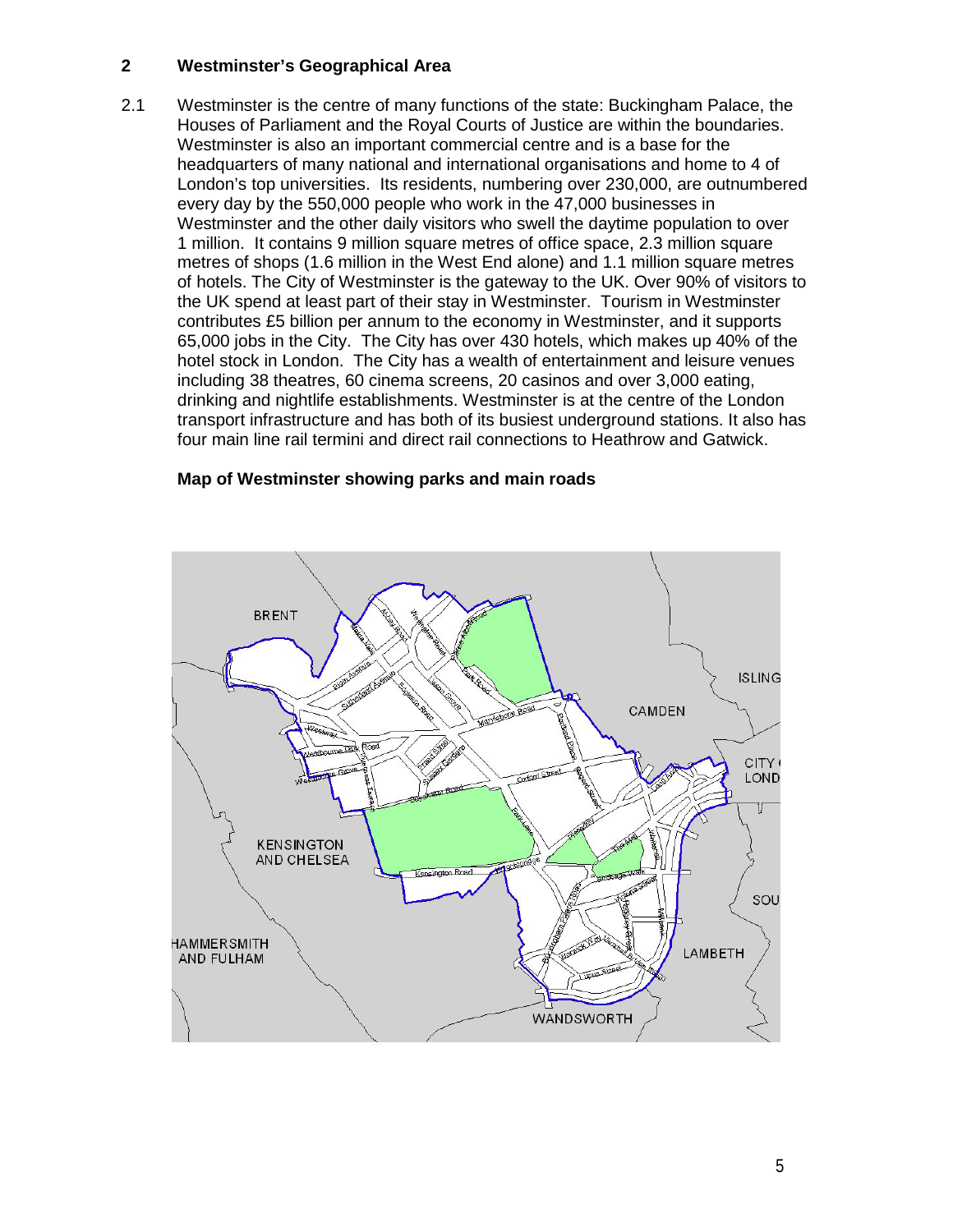## 2 Westminster's Geographical Area

2.1 Westminster is the centre of many functions of the state: Buckingham Palace, the Houses of Parliament and the Royal Courts of Justice are within the boundaries. Westminster is also an important commercial centre and is a base for the headquarters of many national and international organisations and home to 4 of London's top universities. Its residents, numbering over 230,000, are outnumbered every day by the 550,000 people who work in the 47,000 businesses in Westminster and the other daily visitors who swell the daytime population to over 1 million. It contains 9 million square metres of office space, 2.3 million square metres of shops (1.6 million in the West End alone) and 1.1 million square metres of hotels. The City of Westminster is the gateway to the UK. Over 90% of visitors to the UK spend at least part of their stay in Westminster. Tourism in Westminster contributes £5 billion per annum to the economy in Westminster, and it supports 65,000 jobs in the City. The City has over 430 hotels, which makes up 40% of the hotel stock in London. The City has a wealth of entertainment and leisure venues including 38 theatres, 60 cinema screens, 20 casinos and over 3,000 eating, drinking and nightlife establishments. Westminster is at the centre of the London transport infrastructure and has both of its busiest underground stations. It also has four main line rail termini and direct rail connections to Heathrow and Gatwick.

**Map of Westminster showing parks and main roads**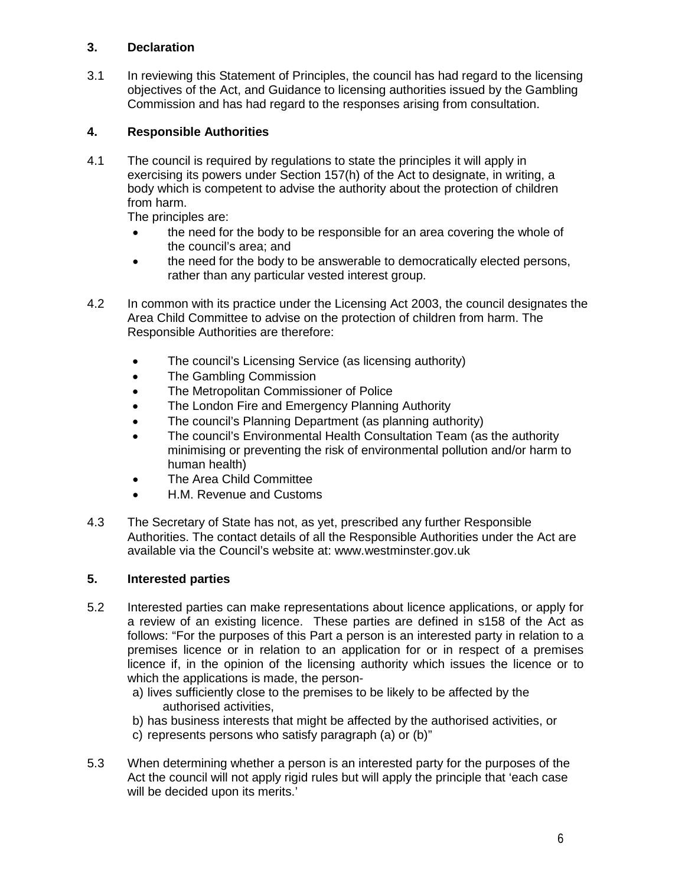## 3. Declaration

3.1 In reviewing this Statement of Principles, the council has had regard to the licensing objectives of the Act, and Guidance to licensing authorities issued by the Gambling Commission and has had regard to the responses arising from consultation.

## 4. Responsible Authorities

4.1 The council is required by regulations to state the principles it will apply in exercising its powers under Section 157(h) of the Act to designate, in writing, a body which is competent to advise the authority about the protection of children from harm.
The principles are:

- the need for the body to be responsible for an area covering the whole of the council's area; and
- the need for the body to be answerable to democratically elected persons, rather than any particular vested interest group.

4.2 In common with its practice under the Licensing Act 2003, the council designates the Area Child Committee to advise on the protection of children from harm. The Responsible Authorities are therefore:

- The council's Licensing Service (as licensing authority)
- The Gambling Commission
- The Metropolitan Commissioner of Police
- The London Fire and Emergency Planning Authority
- The council's Planning Department (as planning authority)
- The council's Environmental Health Consultation Team (as the authority minimising or preventing the risk of environmental pollution and/or harm to human health)
- The Area Child Committee
- H.M. Revenue and Customs

4.3 The Secretary of State has not, as yet, prescribed any further Responsible Authorities. The contact details of all the Responsible Authorities under the Act are available via the Council's website at: www.westminster.gov.uk

## 5. Interested parties

5.2 Interested parties can make representations about licence applications, or apply for a review of an existing licence. These parties are defined in s158 of the Act as follows: "For the purposes of this Part a person is an interested party in relation to a premises licence or in relation to an application for or in respect of a premises licence if, in the opinion of the licensing authority which issues the licence or to which the applications is made, the person-

a) lives sufficiently close to the premises to be likely to be affected by the authorised activities,
b) has business interests that might be affected by the authorised activities, or
c) represents persons who satisfy paragraph (a) or (b)"

5.3 When determining whether a person is an interested party for the purposes of the Act the council will not apply rigid rules but will apply the principle that 'each case will be decided upon its merits.'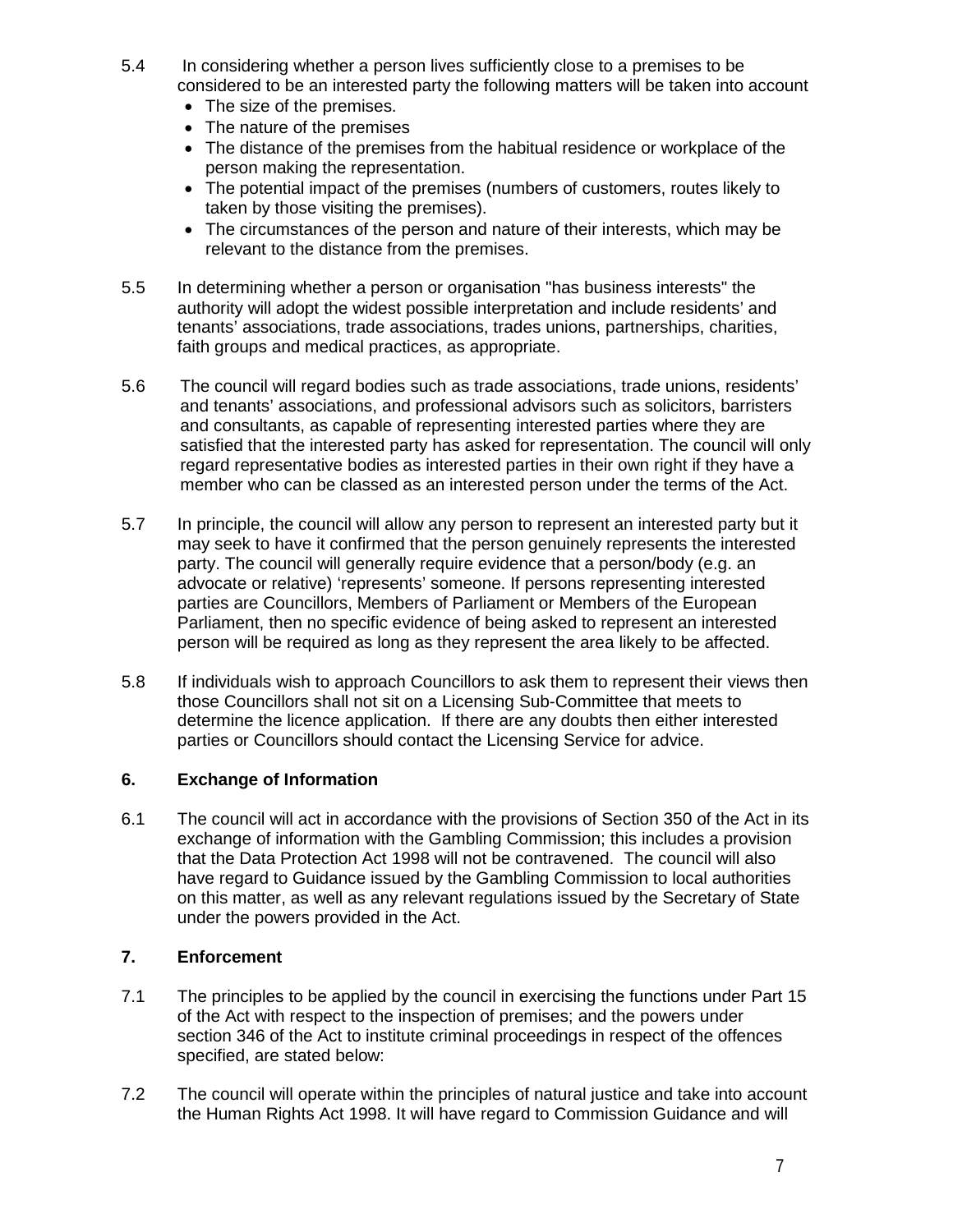5.4 In considering whether a person lives sufficiently close to a premises to be considered to be an interested party the following matters will be taken into account

- The size of the premises.
- The nature of the premises
- The distance of the premises from the habitual residence or workplace of the person making the representation.
- The potential impact of the premises (numbers of customers, routes likely to taken by those visiting the premises).
- The circumstances of the person and nature of their interests, which may be relevant to the distance from the premises.

5.5 In determining whether a person or organisation "has business interests" the authority will adopt the widest possible interpretation and include residents' and tenants' associations, trade associations, trades unions, partnerships, charities, faith groups and medical practices, as appropriate.

5.6 The council will regard bodies such as trade associations, trade unions, residents' and tenants' associations, and professional advisors such as solicitors, barristers and consultants, as capable of representing interested parties where they are satisfied that the interested party has asked for representation. The council will only regard representative bodies as interested parties in their own right if they have a member who can be classed as an interested person under the terms of the Act.

5.7 In principle, the council will allow any person to represent an interested party but it may seek to have it confirmed that the person genuinely represents the interested party. The council will generally require evidence that a person/body (e.g. an advocate or relative) 'represents' someone. If persons representing interested parties are Councillors, Members of Parliament or Members of the European Parliament, then no specific evidence of being asked to represent an interested person will be required as long as they represent the area likely to be affected.

5.8 If individuals wish to approach Councillors to ask them to represent their views then those Councillors shall not sit on a Licensing Sub-Committee that meets to determine the licence application. If there are any doubts then either interested parties or Councillors should contact the Licensing Service for advice.

## 6. Exchange of Information

6.1 The council will act in accordance with the provisions of Section 350 of the Act in its exchange of information with the Gambling Commission; this includes a provision that the Data Protection Act 1998 will not be contravened. The council will also have regard to Guidance issued by the Gambling Commission to local authorities on this matter, as well as any relevant regulations issued by the Secretary of State under the powers provided in the Act.

## 7. Enforcement

7.1 The principles to be applied by the council in exercising the functions under Part 15 of the Act with respect to the inspection of premises; and the powers under section 346 of the Act to institute criminal proceedings in respect of the offences specified, are stated below:

7.2 The council will operate within the principles of natural justice and take into account the Human Rights Act 1998. It will have regard to Commission Guidance and will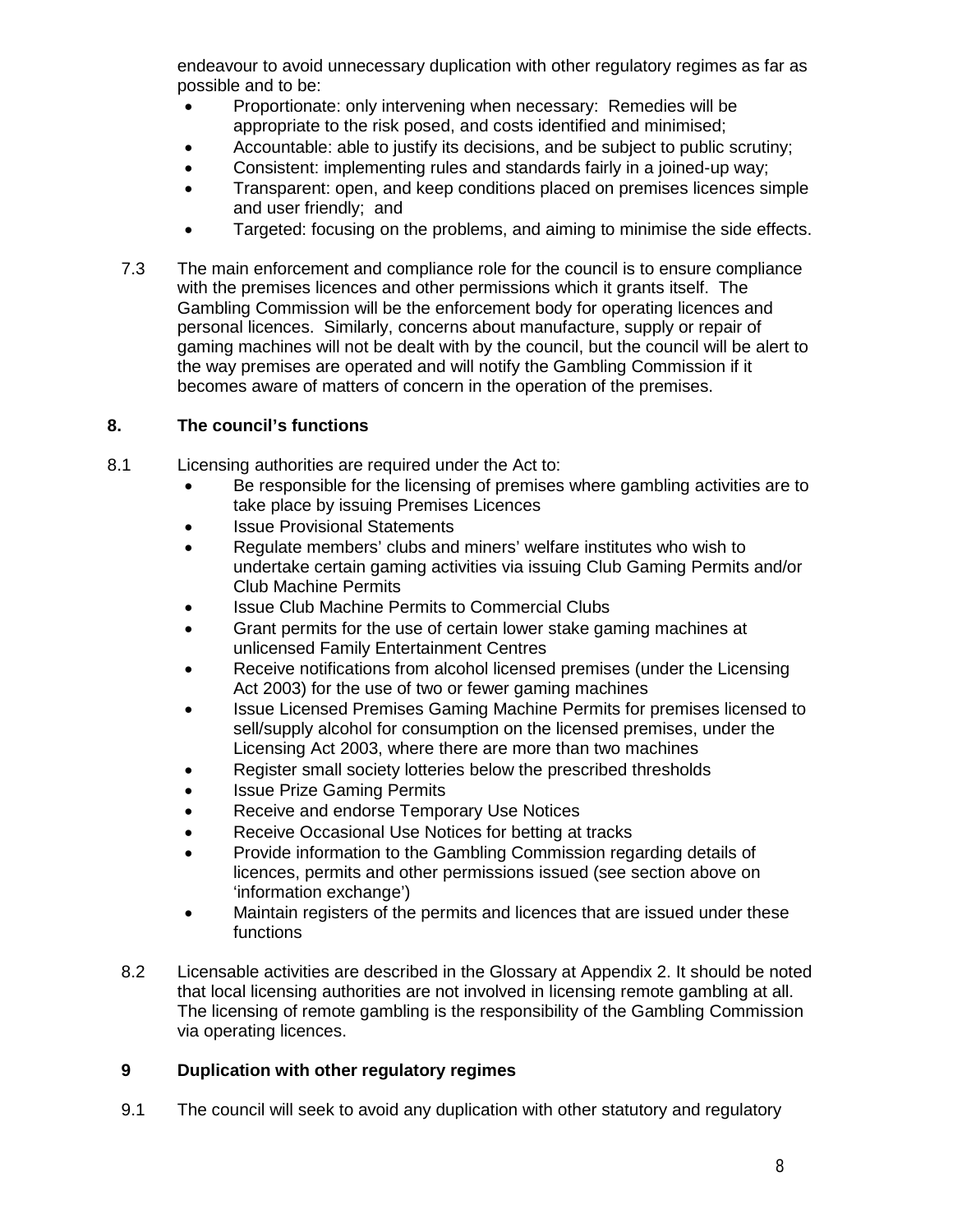endeavour to avoid unnecessary duplication with other regulatory regimes as far as possible and to be:

- Proportionate: only intervening when necessary: Remedies will be appropriate to the risk posed, and costs identified and minimised;
- Accountable: able to justify its decisions, and be subject to public scrutiny;
- Consistent: implementing rules and standards fairly in a joined-up way;
- Transparent: open, and keep conditions placed on premises licences simple and user friendly; and
- Targeted: focusing on the problems, and aiming to minimise the side effects.

7.3 The main enforcement and compliance role for the council is to ensure compliance with the premises licences and other permissions which it grants itself. The Gambling Commission will be the enforcement body for operating licences and personal licences. Similarly, concerns about manufacture, supply or repair of gaming machines will not be dealt with by the council, but the council will be alert to the way premises are operated and will notify the Gambling Commission if it becomes aware of matters of concern in the operation of the premises.

## 8. The council's functions

8.1 Licensing authorities are required under the Act to:

- Be responsible for the licensing of premises where gambling activities are to take place by issuing Premises Licences
- Issue Provisional Statements
- Regulate members' clubs and miners' welfare institutes who wish to undertake certain gaming activities via issuing Club Gaming Permits and/or Club Machine Permits
- Issue Club Machine Permits to Commercial Clubs
- Grant permits for the use of certain lower stake gaming machines at unlicensed Family Entertainment Centres
- Receive notifications from alcohol licensed premises (under the Licensing Act 2003) for the use of two or fewer gaming machines
- Issue Licensed Premises Gaming Machine Permits for premises licensed to sell/supply alcohol for consumption on the licensed premises, under the Licensing Act 2003, where there are more than two machines
- Register small society lotteries below the prescribed thresholds
- Issue Prize Gaming Permits
- Receive and endorse Temporary Use Notices
- Receive Occasional Use Notices for betting at tracks
- Provide information to the Gambling Commission regarding details of licences, permits and other permissions issued (see section above on 'information exchange')
- Maintain registers of the permits and licences that are issued under these functions

8.2 Licensable activities are described in the Glossary at Appendix 2. It should be noted that local licensing authorities are not involved in licensing remote gambling at all. The licensing of remote gambling is the responsibility of the Gambling Commission via operating licences.

## 9 Duplication with other regulatory regimes

9.1 The council will seek to avoid any duplication with other statutory and regulatory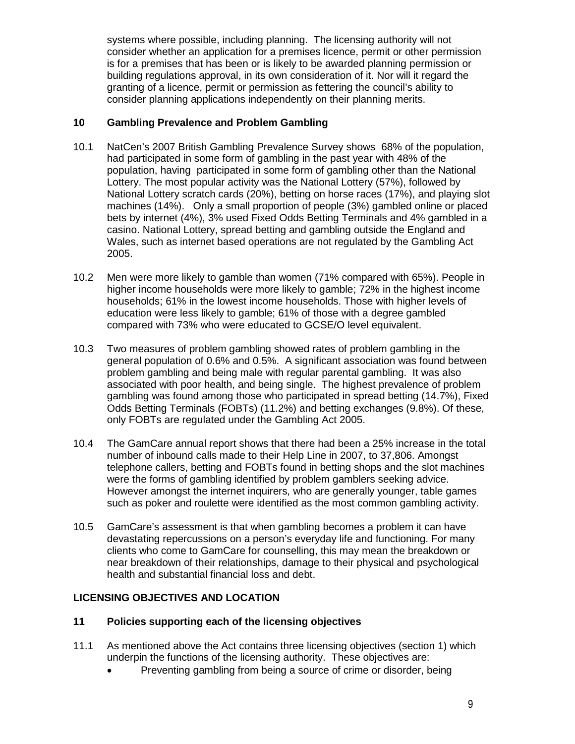systems where possible, including planning. The licensing authority will not consider whether an application for a premises licence, permit or other permission is for a premises that has been or is likely to be awarded planning permission or building regulations approval, in its own consideration of it. Nor will it regard the granting of a licence, permit or permission as fettering the council's ability to consider planning applications independently on their planning merits.

### 10 Gambling Prevalence and Problem Gambling

10.1 NatCen's 2007 British Gambling Prevalence Survey shows 68% of the population, had participated in some form of gambling in the past year with 48% of the population, having participated in some form of gambling other than the National Lottery. The most popular activity was the National Lottery (57%), followed by National Lottery scratch cards (20%), betting on horse races (17%), and playing slot machines (14%). Only a small proportion of people (3%) gambled online or placed bets by internet (4%), 3% used Fixed Odds Betting Terminals and 4% gambled in a casino. National Lottery, spread betting and gambling outside the England and Wales, such as internet based operations are not regulated by the Gambling Act 2005.

10.2 Men were more likely to gamble than women (71% compared with 65%). People in higher income households were more likely to gamble; 72% in the highest income households; 61% in the lowest income households. Those with higher levels of education were less likely to gamble; 61% of those with a degree gambled compared with 73% who were educated to GCSE/O level equivalent.

10.3 Two measures of problem gambling showed rates of problem gambling in the general population of 0.6% and 0.5%. A significant association was found between problem gambling and being male with regular parental gambling. It was also associated with poor health, and being single. The highest prevalence of problem gambling was found among those who participated in spread betting (14.7%), Fixed Odds Betting Terminals (FOBTs) (11.2%) and betting exchanges (9.8%). Of these, only FOBTs are regulated under the Gambling Act 2005.

10.4 The GamCare annual report shows that there had been a 25% increase in the total number of inbound calls made to their Help Line in 2007, to 37,806. Amongst telephone callers, betting and FOBTs found in betting shops and the slot machines were the forms of gambling identified by problem gamblers seeking advice. However amongst the internet inquirers, who are generally younger, table games such as poker and roulette were identified as the most common gambling activity.

10.5 GamCare's assessment is that when gambling becomes a problem it can have devastating repercussions on a person's everyday life and functioning. For many clients who come to GamCare for counselling, this may mean the breakdown or near breakdown of their relationships, damage to their physical and psychological health and substantial financial loss and debt.

## LICENSING OBJECTIVES AND LOCATION

### 11 Policies supporting each of the licensing objectives

11.1 As mentioned above the Act contains three licensing objectives (section 1) which underpin the functions of the licensing authority. These objectives are:

- Preventing gambling from being a source of crime or disorder, being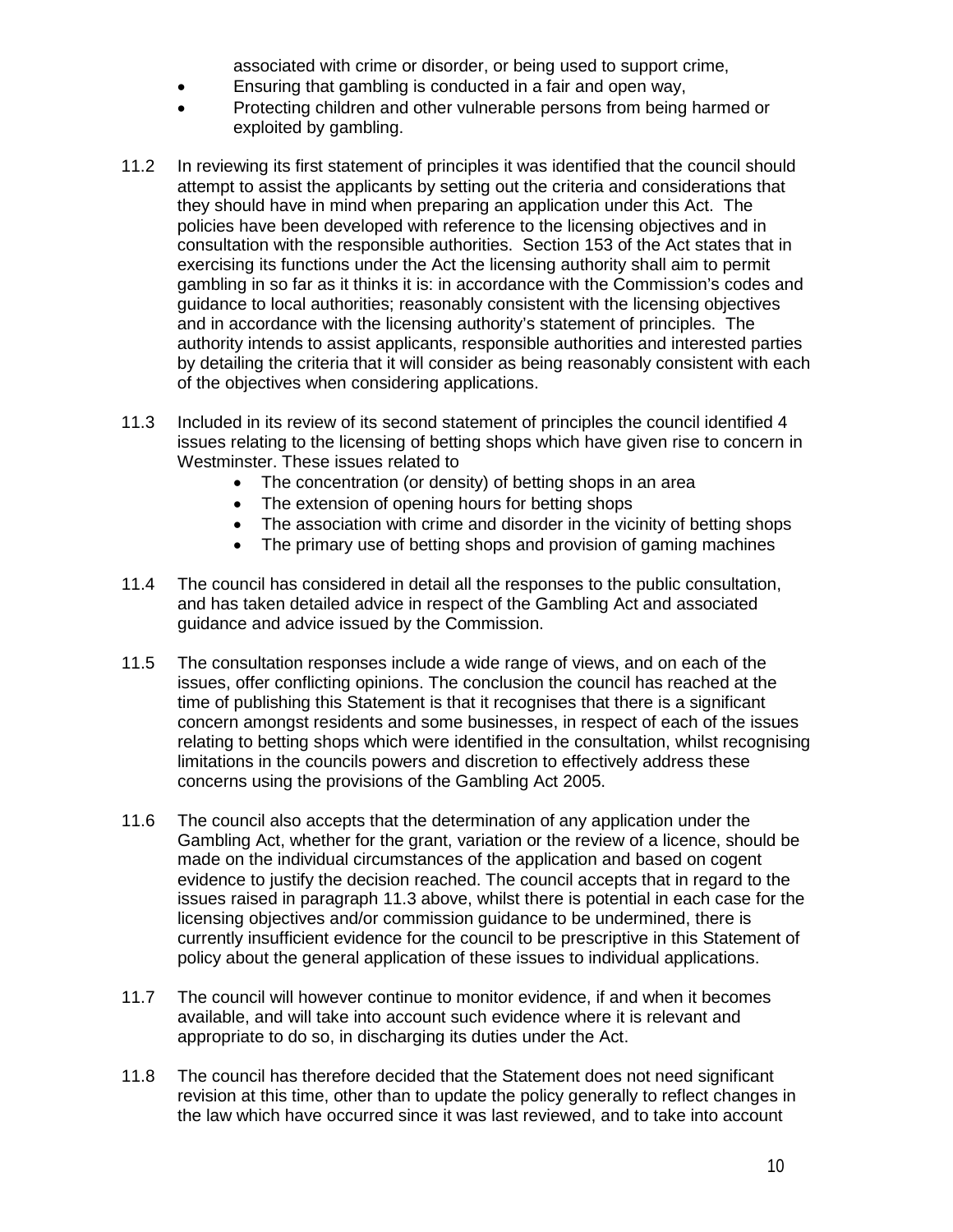associated with crime or disorder, or being used to support crime,

- Ensuring that gambling is conducted in a fair and open way,
- Protecting children and other vulnerable persons from being harmed or exploited by gambling.

11.2 In reviewing its first statement of principles it was identified that the council should attempt to assist the applicants by setting out the criteria and considerations that they should have in mind when preparing an application under this Act. The policies have been developed with reference to the licensing objectives and in consultation with the responsible authorities. Section 153 of the Act states that in exercising its functions under the Act the licensing authority shall aim to permit gambling in so far as it thinks it is: in accordance with the Commission's codes and guidance to local authorities; reasonably consistent with the licensing objectives and in accordance with the licensing authority's statement of principles. The authority intends to assist applicants, responsible authorities and interested parties by detailing the criteria that it will consider as being reasonably consistent with each of the objectives when considering applications.

11.3 Included in its review of its second statement of principles the council identified 4 issues relating to the licensing of betting shops which have given rise to concern in Westminster. These issues related to

- The concentration (or density) of betting shops in an area
- The extension of opening hours for betting shops
- The association with crime and disorder in the vicinity of betting shops
- The primary use of betting shops and provision of gaming machines

11.4 The council has considered in detail all the responses to the public consultation, and has taken detailed advice in respect of the Gambling Act and associated guidance and advice issued by the Commission.

11.5 The consultation responses include a wide range of views, and on each of the issues, offer conflicting opinions. The conclusion the council has reached at the time of publishing this Statement is that it recognises that there is a significant concern amongst residents and some businesses, in respect of each of the issues relating to betting shops which were identified in the consultation, whilst recognising limitations in the councils powers and discretion to effectively address these concerns using the provisions of the Gambling Act 2005.

11.6 The council also accepts that the determination of any application under the Gambling Act, whether for the grant, variation or the review of a licence, should be made on the individual circumstances of the application and based on cogent evidence to justify the decision reached. The council accepts that in regard to the issues raised in paragraph 11.3 above, whilst there is potential in each case for the licensing objectives and/or commission guidance to be undermined, there is currently insufficient evidence for the council to be prescriptive in this Statement of policy about the general application of these issues to individual applications.

11.7 The council will however continue to monitor evidence, if and when it becomes available, and will take into account such evidence where it is relevant and appropriate to do so, in discharging its duties under the Act.

11.8 The council has therefore decided that the Statement does not need significant revision at this time, other than to update the policy generally to reflect changes in the law which have occurred since it was last reviewed, and to take into account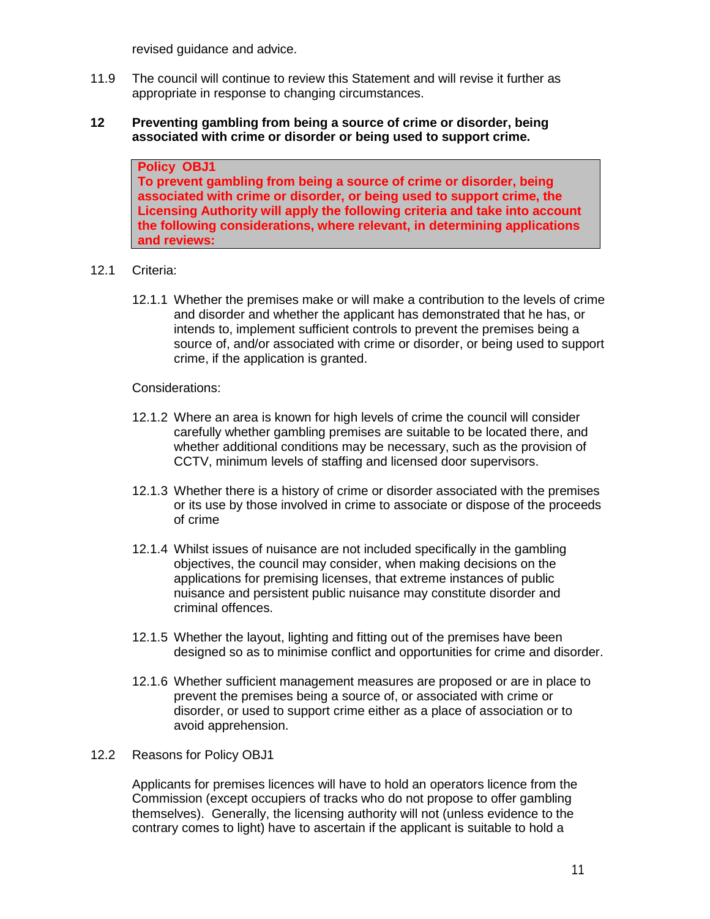revised guidance and advice.

11.9 The council will continue to review this Statement and will revise it further as appropriate in response to changing circumstances.

## 12 Preventing gambling from being a source of crime or disorder, being associated with crime or disorder or being used to support crime.

> **Policy OBJ1**
> **To prevent gambling from being a source of crime or disorder, being associated with crime or disorder, or being used to support crime, the Licensing Authority will apply the following criteria and take into account the following considerations, where relevant, in determining applications and reviews:**

12.1 Criteria:

12.1.1 Whether the premises make or will make a contribution to the levels of crime and disorder and whether the applicant has demonstrated that he has, or intends to, implement sufficient controls to prevent the premises being a source of, and/or associated with crime or disorder, or being used to support crime, if the application is granted.

Considerations:

12.1.2 Where an area is known for high levels of crime the council will consider carefully whether gambling premises are suitable to be located there, and whether additional conditions may be necessary, such as the provision of CCTV, minimum levels of staffing and licensed door supervisors.

12.1.3 Whether there is a history of crime or disorder associated with the premises or its use by those involved in crime to associate or dispose of the proceeds of crime

12.1.4 Whilst issues of nuisance are not included specifically in the gambling objectives, the council may consider, when making decisions on the applications for premising licenses, that extreme instances of public nuisance and persistent public nuisance may constitute disorder and criminal offences.

12.1.5 Whether the layout, lighting and fitting out of the premises have been designed so as to minimise conflict and opportunities for crime and disorder.

12.1.6 Whether sufficient management measures are proposed or are in place to prevent the premises being a source of, or associated with crime or disorder, or used to support crime either as a place of association or to avoid apprehension.

12.2 Reasons for Policy OBJ1

Applicants for premises licences will have to hold an operators licence from the Commission (except occupiers of tracks who do not propose to offer gambling themselves). Generally, the licensing authority will not (unless evidence to the contrary comes to light) have to ascertain if the applicant is suitable to hold a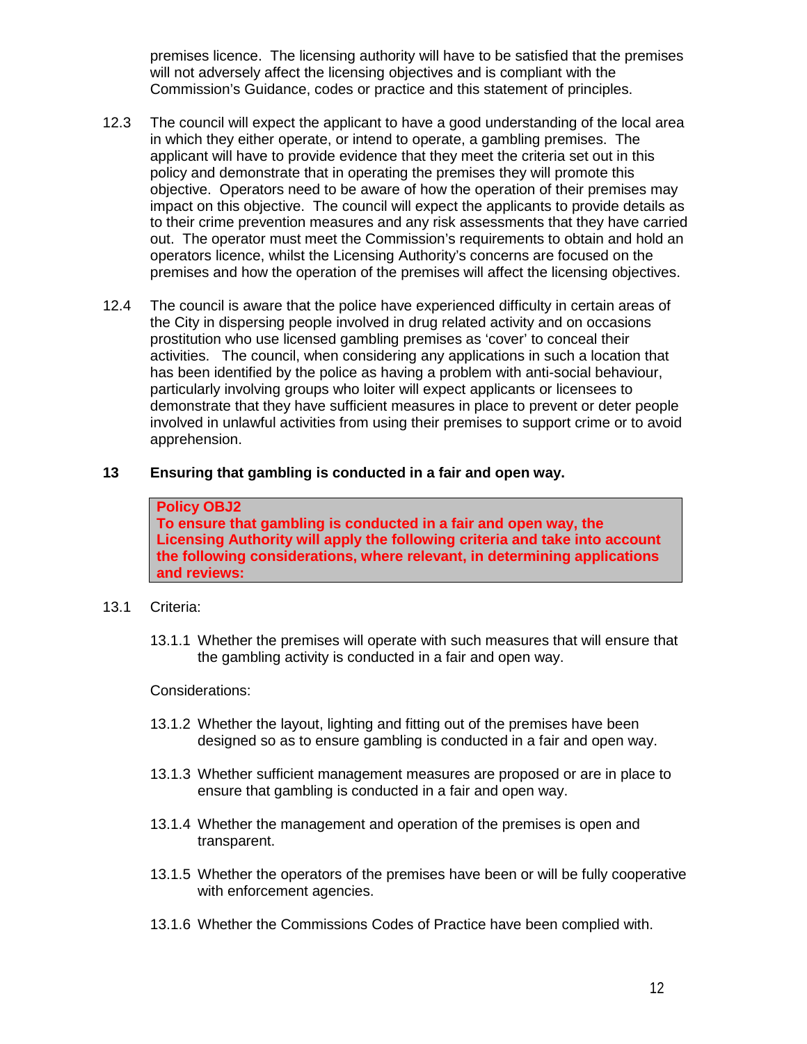premises licence. The licensing authority will have to be satisfied that the premises will not adversely affect the licensing objectives and is compliant with the Commission's Guidance, codes or practice and this statement of principles.

12.3 The council will expect the applicant to have a good understanding of the local area in which they either operate, or intend to operate, a gambling premises. The applicant will have to provide evidence that they meet the criteria set out in this policy and demonstrate that in operating the premises they will promote this objective. Operators need to be aware of how the operation of their premises may impact on this objective. The council will expect the applicants to provide details as to their crime prevention measures and any risk assessments that they have carried out. The operator must meet the Commission's requirements to obtain and hold an operators licence, whilst the Licensing Authority's concerns are focused on the premises and how the operation of the premises will affect the licensing objectives.

12.4 The council is aware that the police have experienced difficulty in certain areas of the City in dispersing people involved in drug related activity and on occasions prostitution who use licensed gambling premises as 'cover' to conceal their activities. The council, when considering any applications in such a location that has been identified by the police as having a problem with anti-social behaviour, particularly involving groups who loiter will expect applicants or licensees to demonstrate that they have sufficient measures in place to prevent or deter people involved in unlawful activities from using their premises to support crime or to avoid apprehension.

## 13 Ensuring that gambling is conducted in a fair and open way.

**Policy OBJ2**
**To ensure that gambling is conducted in a fair and open way, the Licensing Authority will apply the following criteria and take into account the following considerations, where relevant, in determining applications and reviews:**

13.1 Criteria:

13.1.1 Whether the premises will operate with such measures that will ensure that the gambling activity is conducted in a fair and open way.

Considerations:

13.1.2 Whether the layout, lighting and fitting out of the premises have been designed so as to ensure gambling is conducted in a fair and open way.

13.1.3 Whether sufficient management measures are proposed or are in place to ensure that gambling is conducted in a fair and open way.

13.1.4 Whether the management and operation of the premises is open and transparent.

13.1.5 Whether the operators of the premises have been or will be fully cooperative with enforcement agencies.

13.1.6 Whether the Commissions Codes of Practice have been complied with.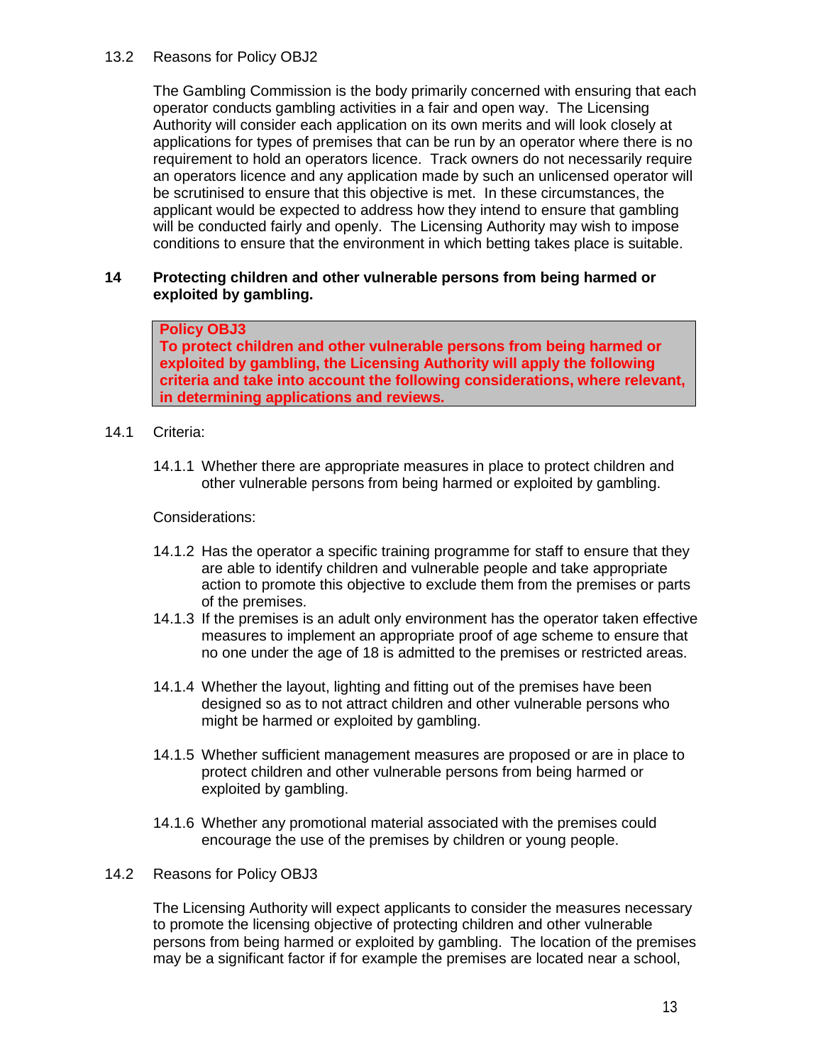13.2 Reasons for Policy OBJ2

The Gambling Commission is the body primarily concerned with ensuring that each operator conducts gambling activities in a fair and open way. The Licensing Authority will consider each application on its own merits and will look closely at applications for types of premises that can be run by an operator where there is no requirement to hold an operators licence. Track owners do not necessarily require an operators licence and any application made by such an unlicensed operator will be scrutinised to ensure that this objective is met. In these circumstances, the applicant would be expected to address how they intend to ensure that gambling will be conducted fairly and openly. The Licensing Authority may wish to impose conditions to ensure that the environment in which betting takes place is suitable.

## 14 Protecting children and other vulnerable persons from being harmed or exploited by gambling.

> **Policy OBJ3**
> **To protect children and other vulnerable persons from being harmed or exploited by gambling, the Licensing Authority will apply the following criteria and take into account the following considerations, where relevant, in determining applications and reviews.**

14.1 Criteria:

14.1.1 Whether there are appropriate measures in place to protect children and other vulnerable persons from being harmed or exploited by gambling.

Considerations:

14.1.2 Has the operator a specific training programme for staff to ensure that they are able to identify children and vulnerable people and take appropriate action to promote this objective to exclude them from the premises or parts of the premises.

14.1.3 If the premises is an adult only environment has the operator taken effective measures to implement an appropriate proof of age scheme to ensure that no one under the age of 18 is admitted to the premises or restricted areas.

14.1.4 Whether the layout, lighting and fitting out of the premises have been designed so as to not attract children and other vulnerable persons who might be harmed or exploited by gambling.

14.1.5 Whether sufficient management measures are proposed or are in place to protect children and other vulnerable persons from being harmed or exploited by gambling.

14.1.6 Whether any promotional material associated with the premises could encourage the use of the premises by children or young people.

14.2 Reasons for Policy OBJ3

The Licensing Authority will expect applicants to consider the measures necessary to promote the licensing objective of protecting children and other vulnerable persons from being harmed or exploited by gambling. The location of the premises may be a significant factor if for example the premises are located near a school,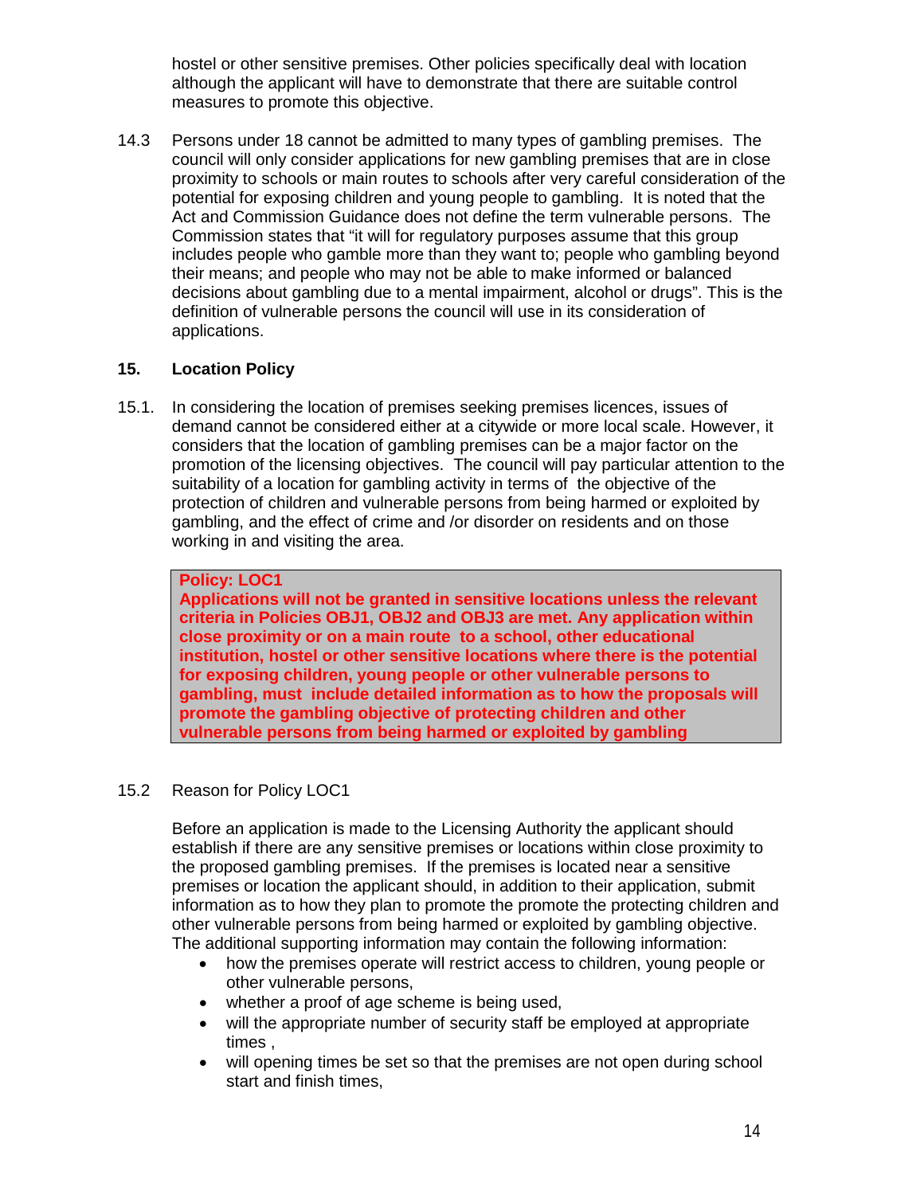hostel or other sensitive premises. Other policies specifically deal with location although the applicant will have to demonstrate that there are suitable control measures to promote this objective.

14.3 Persons under 18 cannot be admitted to many types of gambling premises. The council will only consider applications for new gambling premises that are in close proximity to schools or main routes to schools after very careful consideration of the potential for exposing children and young people to gambling. It is noted that the Act and Commission Guidance does not define the term vulnerable persons. The Commission states that "it will for regulatory purposes assume that this group includes people who gamble more than they want to; people who gambling beyond their means; and people who may not be able to make informed or balanced decisions about gambling due to a mental impairment, alcohol or drugs". This is the definition of vulnerable persons the council will use in its consideration of applications.

## 15. Location Policy

15.1. In considering the location of premises seeking premises licences, issues of demand cannot be considered either at a citywide or more local scale. However, it considers that the location of gambling premises can be a major factor on the promotion of the licensing objectives. The council will pay particular attention to the suitability of a location for gambling activity in terms of the objective of the protection of children and vulnerable persons from being harmed or exploited by gambling, and the effect of crime and /or disorder on residents and on those working in and visiting the area.

> **Policy: LOC1**
> **Applications will not be granted in sensitive locations unless the relevant criteria in Policies OBJ1, OBJ2 and OBJ3 are met. Any application within close proximity or on a main route to a school, other educational institution, hostel or other sensitive locations where there is the potential for exposing children, young people or other vulnerable persons to gambling, must include detailed information as to how the proposals will promote the gambling objective of protecting children and other vulnerable persons from being harmed or exploited by gambling**

15.2 Reason for Policy LOC1

Before an application is made to the Licensing Authority the applicant should establish if there are any sensitive premises or locations within close proximity to the proposed gambling premises. If the premises is located near a sensitive premises or location the applicant should, in addition to their application, submit information as to how they plan to promote the promote the protecting children and other vulnerable persons from being harmed or exploited by gambling objective. The additional supporting information may contain the following information:

- how the premises operate will restrict access to children, young people or other vulnerable persons,
- whether a proof of age scheme is being used,
- will the appropriate number of security staff be employed at appropriate times ,
- will opening times be set so that the premises are not open during school start and finish times,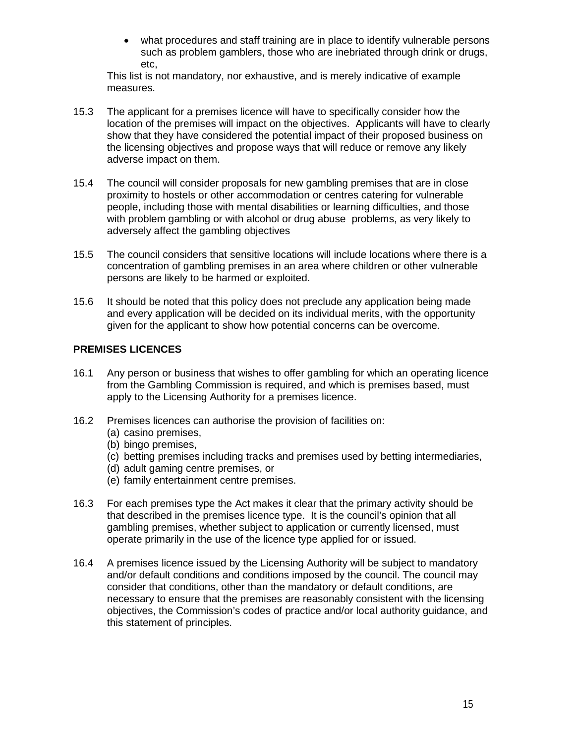- what procedures and staff training are in place to identify vulnerable persons such as problem gamblers, those who are inebriated through drink or drugs, etc,

This list is not mandatory, nor exhaustive, and is merely indicative of example measures.

15.3 The applicant for a premises licence will have to specifically consider how the location of the premises will impact on the objectives. Applicants will have to clearly show that they have considered the potential impact of their proposed business on the licensing objectives and propose ways that will reduce or remove any likely adverse impact on them.

15.4 The council will consider proposals for new gambling premises that are in close proximity to hostels or other accommodation or centres catering for vulnerable people, including those with mental disabilities or learning difficulties, and those with problem gambling or with alcohol or drug abuse problems, as very likely to adversely affect the gambling objectives

15.5 The council considers that sensitive locations will include locations where there is a concentration of gambling premises in an area where children or other vulnerable persons are likely to be harmed or exploited.

15.6 It should be noted that this policy does not preclude any application being made and every application will be decided on its individual merits, with the opportunity given for the applicant to show how potential concerns can be overcome.

**PREMISES LICENCES**

16.1 Any person or business that wishes to offer gambling for which an operating licence from the Gambling Commission is required, and which is premises based, must apply to the Licensing Authority for a premises licence.

16.2 Premises licences can authorise the provision of facilities on:
(a) casino premises,
(b) bingo premises,
(c) betting premises including tracks and premises used by betting intermediaries,
(d) adult gaming centre premises, or
(e) family entertainment centre premises.

16.3 For each premises type the Act makes it clear that the primary activity should be that described in the premises licence type. It is the council's opinion that all gambling premises, whether subject to application or currently licensed, must operate primarily in the use of the licence type applied for or issued.

16.4 A premises licence issued by the Licensing Authority will be subject to mandatory and/or default conditions and conditions imposed by the council. The council may consider that conditions, other than the mandatory or default conditions, are necessary to ensure that the premises are reasonably consistent with the licensing objectives, the Commission's codes of practice and/or local authority guidance, and this statement of principles.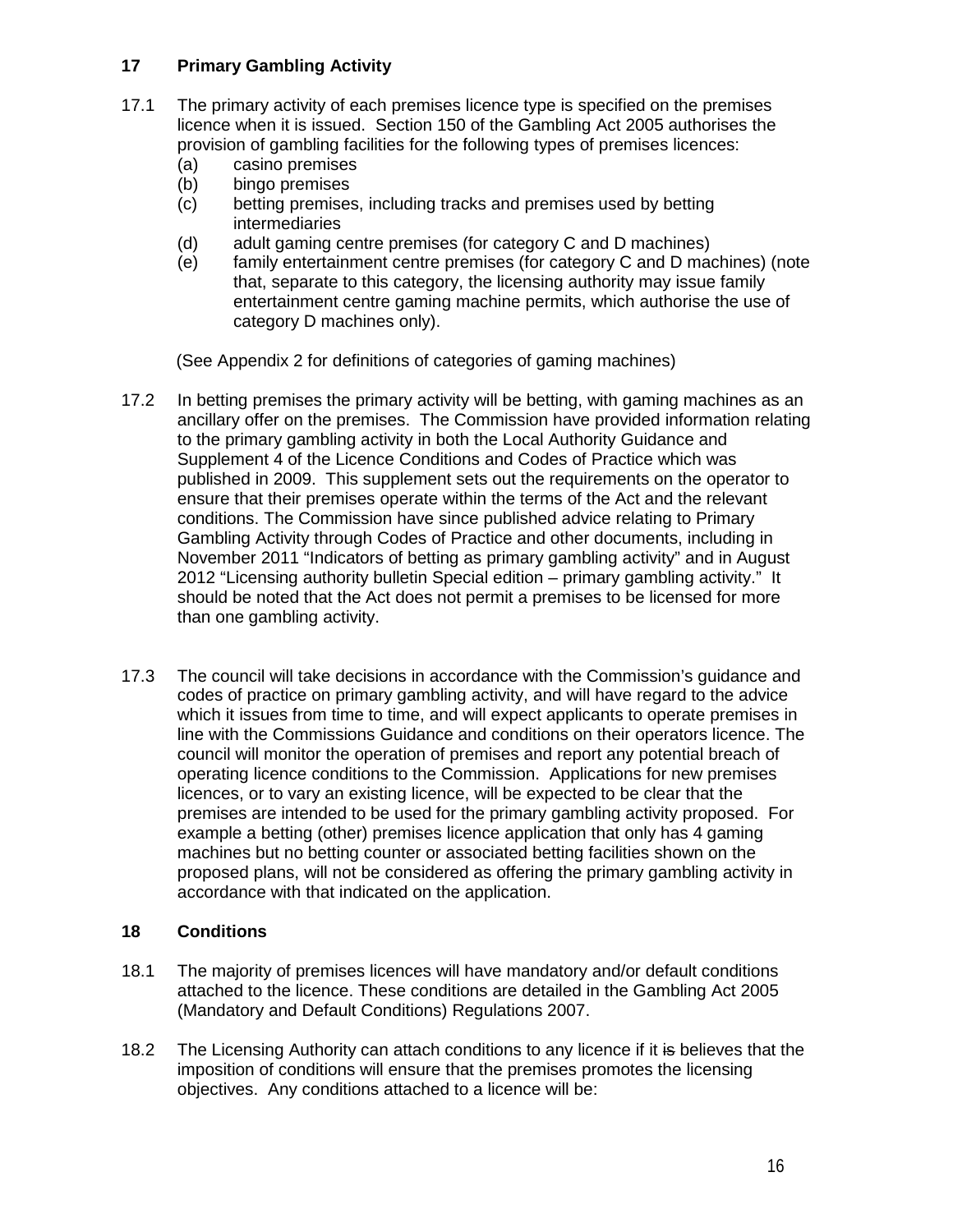## 17 Primary Gambling Activity

17.1 The primary activity of each premises licence type is specified on the premises licence when it is issued. Section 150 of the Gambling Act 2005 authorises the provision of gambling facilities for the following types of premises licences:

- (a) casino premises
- (b) bingo premises
- (c) betting premises, including tracks and premises used by betting intermediaries
- (d) adult gaming centre premises (for category C and D machines)
- (e) family entertainment centre premises (for category C and D machines) (note that, separate to this category, the licensing authority may issue family entertainment centre gaming machine permits, which authorise the use of category D machines only).

(See Appendix 2 for definitions of categories of gaming machines)

17.2 In betting premises the primary activity will be betting, with gaming machines as an ancillary offer on the premises. The Commission have provided information relating to the primary gambling activity in both the Local Authority Guidance and Supplement 4 of the Licence Conditions and Codes of Practice which was published in 2009. This supplement sets out the requirements on the operator to ensure that their premises operate within the terms of the Act and the relevant conditions. The Commission have since published advice relating to Primary Gambling Activity through Codes of Practice and other documents, including in November 2011 "Indicators of betting as primary gambling activity" and in August 2012 "Licensing authority bulletin Special edition – primary gambling activity." It should be noted that the Act does not permit a premises to be licensed for more than one gambling activity.

17.3 The council will take decisions in accordance with the Commission's guidance and codes of practice on primary gambling activity, and will have regard to the advice which it issues from time to time, and will expect applicants to operate premises in line with the Commissions Guidance and conditions on their operators licence. The council will monitor the operation of premises and report any potential breach of operating licence conditions to the Commission. Applications for new premises licences, or to vary an existing licence, will be expected to be clear that the premises are intended to be used for the primary gambling activity proposed. For example a betting (other) premises licence application that only has 4 gaming machines but no betting counter or associated betting facilities shown on the proposed plans, will not be considered as offering the primary gambling activity in accordance with that indicated on the application.

## 18 Conditions

18.1 The majority of premises licences will have mandatory and/or default conditions attached to the licence. These conditions are detailed in the Gambling Act 2005 (Mandatory and Default Conditions) Regulations 2007.

18.2 The Licensing Authority can attach conditions to any licence if it ~~is~~ believes that the imposition of conditions will ensure that the premises promotes the licensing objectives. Any conditions attached to a licence will be: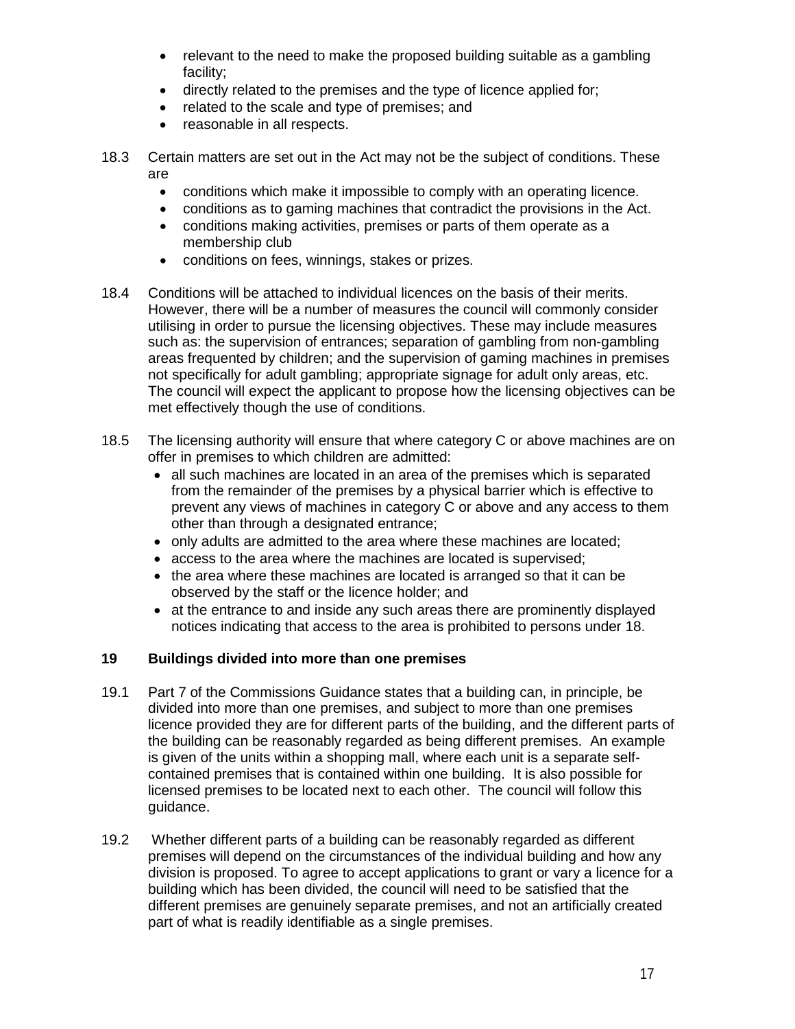- relevant to the need to make the proposed building suitable as a gambling facility;
- directly related to the premises and the type of licence applied for;
- related to the scale and type of premises; and
- reasonable in all respects.

18.3 Certain matters are set out in the Act may not be the subject of conditions. These are

- conditions which make it impossible to comply with an operating licence.
- conditions as to gaming machines that contradict the provisions in the Act.
- conditions making activities, premises or parts of them operate as a membership club
- conditions on fees, winnings, stakes or prizes.

18.4 Conditions will be attached to individual licences on the basis of their merits. However, there will be a number of measures the council will commonly consider utilising in order to pursue the licensing objectives. These may include measures such as: the supervision of entrances; separation of gambling from non-gambling areas frequented by children; and the supervision of gaming machines in premises not specifically for adult gambling; appropriate signage for adult only areas, etc. The council will expect the applicant to propose how the licensing objectives can be met effectively though the use of conditions.

18.5 The licensing authority will ensure that where category C or above machines are on offer in premises to which children are admitted:

- all such machines are located in an area of the premises which is separated from the remainder of the premises by a physical barrier which is effective to prevent any views of machines in category C or above and any access to them other than through a designated entrance;
- only adults are admitted to the area where these machines are located;
- access to the area where the machines are located is supervised;
- the area where these machines are located is arranged so that it can be observed by the staff or the licence holder; and
- at the entrance to and inside any such areas there are prominently displayed notices indicating that access to the area is prohibited to persons under 18.

## 19 Buildings divided into more than one premises

19.1 Part 7 of the Commissions Guidance states that a building can, in principle, be divided into more than one premises, and subject to more than one premises licence provided they are for different parts of the building, and the different parts of the building can be reasonably regarded as being different premises. An example is given of the units within a shopping mall, where each unit is a separate self-contained premises that is contained within one building. It is also possible for licensed premises to be located next to each other. The council will follow this guidance.

19.2 Whether different parts of a building can be reasonably regarded as different premises will depend on the circumstances of the individual building and how any division is proposed. To agree to accept applications to grant or vary a licence for a building which has been divided, the council will need to be satisfied that the different premises are genuinely separate premises, and not an artificially created part of what is readily identifiable as a single premises.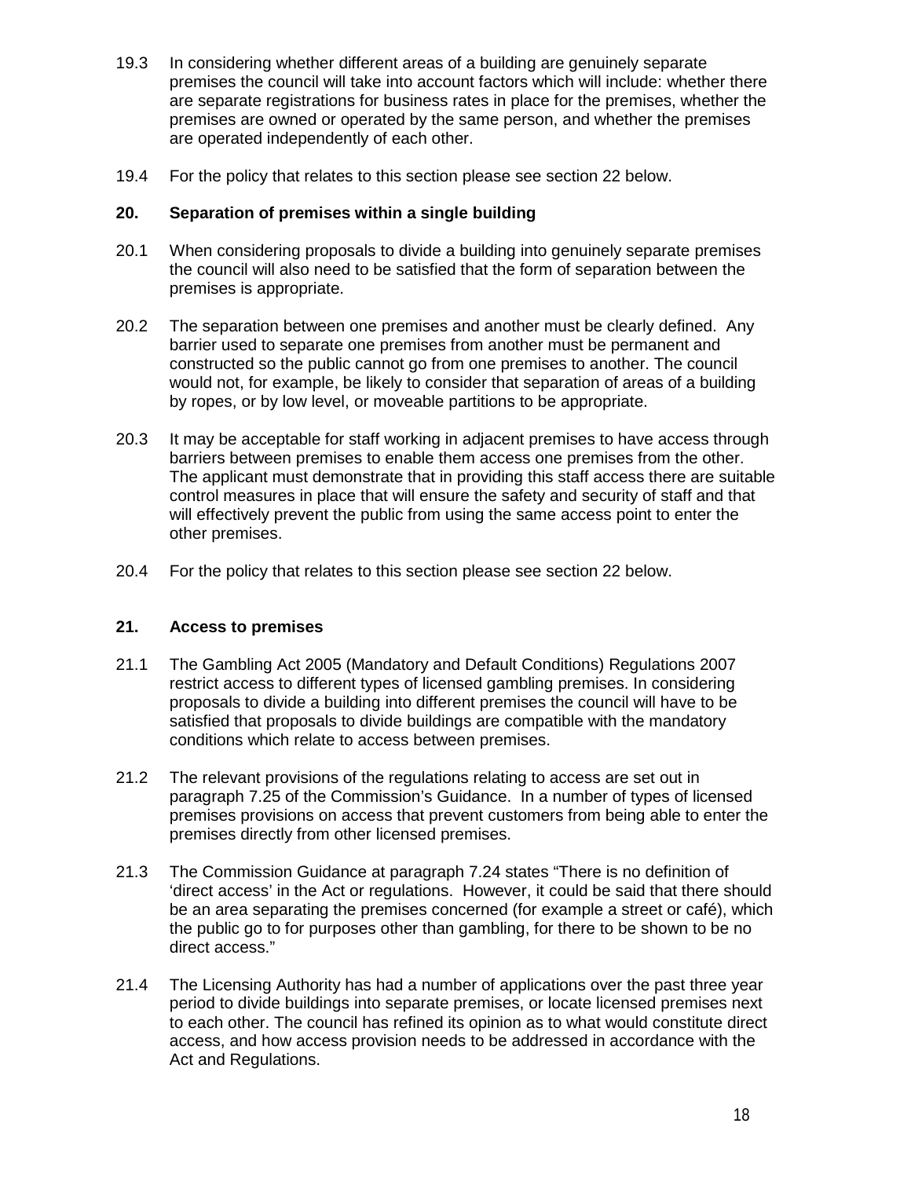19.3 In considering whether different areas of a building are genuinely separate premises the council will take into account factors which will include: whether there are separate registrations for business rates in place for the premises, whether the premises are owned or operated by the same person, and whether the premises are operated independently of each other.

19.4 For the policy that relates to this section please see section 22 below.

## 20. Separation of premises within a single building

20.1 When considering proposals to divide a building into genuinely separate premises the council will also need to be satisfied that the form of separation between the premises is appropriate.

20.2 The separation between one premises and another must be clearly defined. Any barrier used to separate one premises from another must be permanent and constructed so the public cannot go from one premises to another. The council would not, for example, be likely to consider that separation of areas of a building by ropes, or by low level, or moveable partitions to be appropriate.

20.3 It may be acceptable for staff working in adjacent premises to have access through barriers between premises to enable them access one premises from the other. The applicant must demonstrate that in providing this staff access there are suitable control measures in place that will ensure the safety and security of staff and that will effectively prevent the public from using the same access point to enter the other premises.

20.4 For the policy that relates to this section please see section 22 below.

## 21. Access to premises

21.1 The Gambling Act 2005 (Mandatory and Default Conditions) Regulations 2007 restrict access to different types of licensed gambling premises. In considering proposals to divide a building into different premises the council will have to be satisfied that proposals to divide buildings are compatible with the mandatory conditions which relate to access between premises.

21.2 The relevant provisions of the regulations relating to access are set out in paragraph 7.25 of the Commission's Guidance. In a number of types of licensed premises provisions on access that prevent customers from being able to enter the premises directly from other licensed premises.

21.3 The Commission Guidance at paragraph 7.24 states "There is no definition of 'direct access' in the Act or regulations. However, it could be said that there should be an area separating the premises concerned (for example a street or café), which the public go to for purposes other than gambling, for there to be shown to be no direct access."

21.4 The Licensing Authority has had a number of applications over the past three year period to divide buildings into separate premises, or locate licensed premises next to each other. The council has refined its opinion as to what would constitute direct access, and how access provision needs to be addressed in accordance with the Act and Regulations.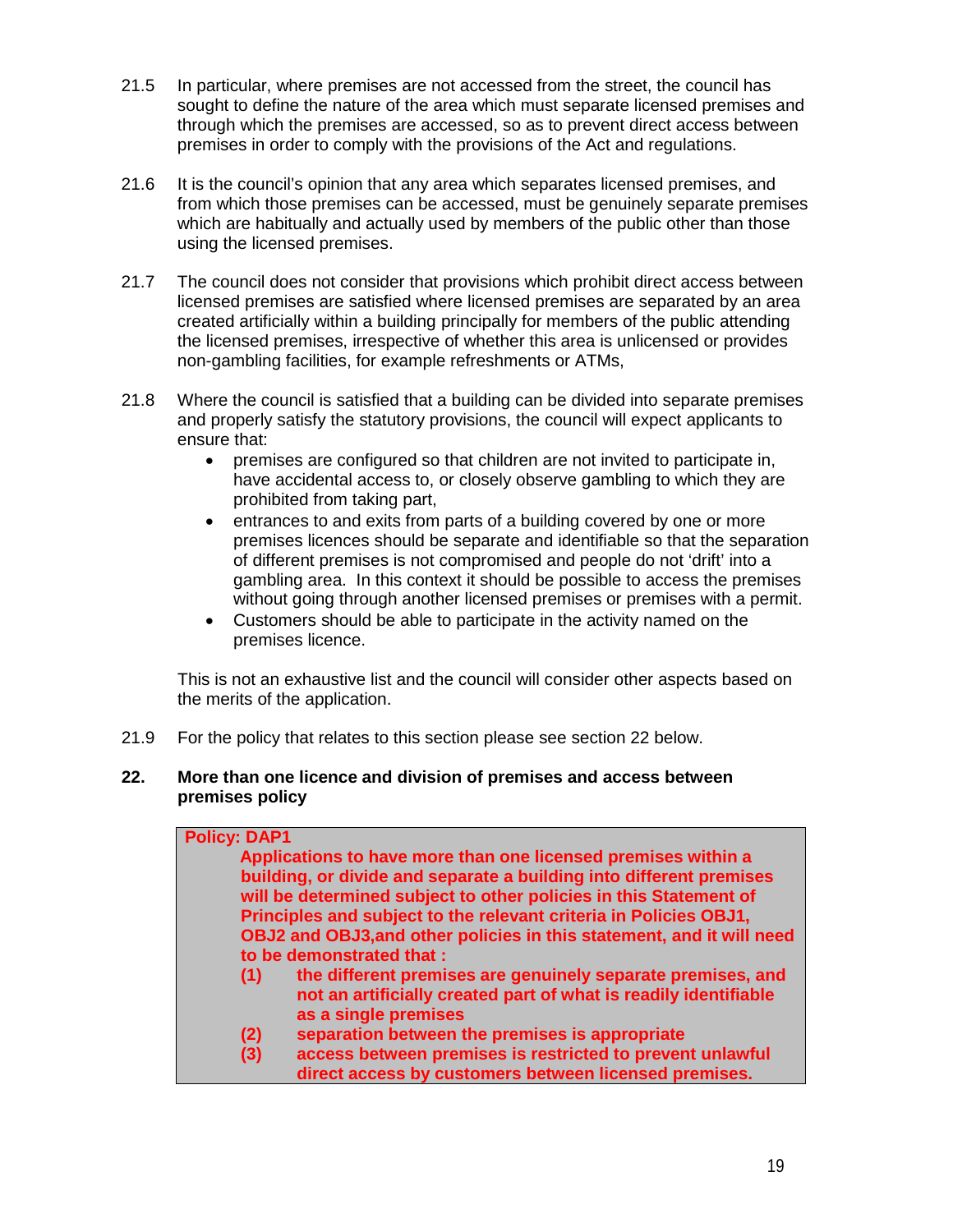21.5 In particular, where premises are not accessed from the street, the council has sought to define the nature of the area which must separate licensed premises and through which the premises are accessed, so as to prevent direct access between premises in order to comply with the provisions of the Act and regulations.

21.6 It is the council's opinion that any area which separates licensed premises, and from which those premises can be accessed, must be genuinely separate premises which are habitually and actually used by members of the public other than those using the licensed premises.

21.7 The council does not consider that provisions which prohibit direct access between licensed premises are satisfied where licensed premises are separated by an area created artificially within a building principally for members of the public attending the licensed premises, irrespective of whether this area is unlicensed or provides non-gambling facilities, for example refreshments or ATMs,

21.8 Where the council is satisfied that a building can be divided into separate premises and properly satisfy the statutory provisions, the council will expect applicants to ensure that:

- premises are configured so that children are not invited to participate in, have accidental access to, or closely observe gambling to which they are prohibited from taking part,
- entrances to and exits from parts of a building covered by one or more premises licences should be separate and identifiable so that the separation of different premises is not compromised and people do not 'drift' into a gambling area. In this context it should be possible to access the premises without going through another licensed premises or premises with a permit.
- Customers should be able to participate in the activity named on the premises licence.

This is not an exhaustive list and the council will consider other aspects based on the merits of the application.

21.9 For the policy that relates to this section please see section 22 below.

## 22. More than one licence and division of premises and access between premises policy

**Policy: DAP1**

**Applications to have more than one licensed premises within a building, or divide and separate a building into different premises will be determined subject to other policies in this Statement of Principles and subject to the relevant criteria in Policies OBJ1, OBJ2 and OBJ3,and other policies in this statement, and it will need to be demonstrated that :**

**(1) the different premises are genuinely separate premises, and not an artificially created part of what is readily identifiable as a single premises**

**(2) separation between the premises is appropriate**

**(3) access between premises is restricted to prevent unlawful direct access by customers between licensed premises.**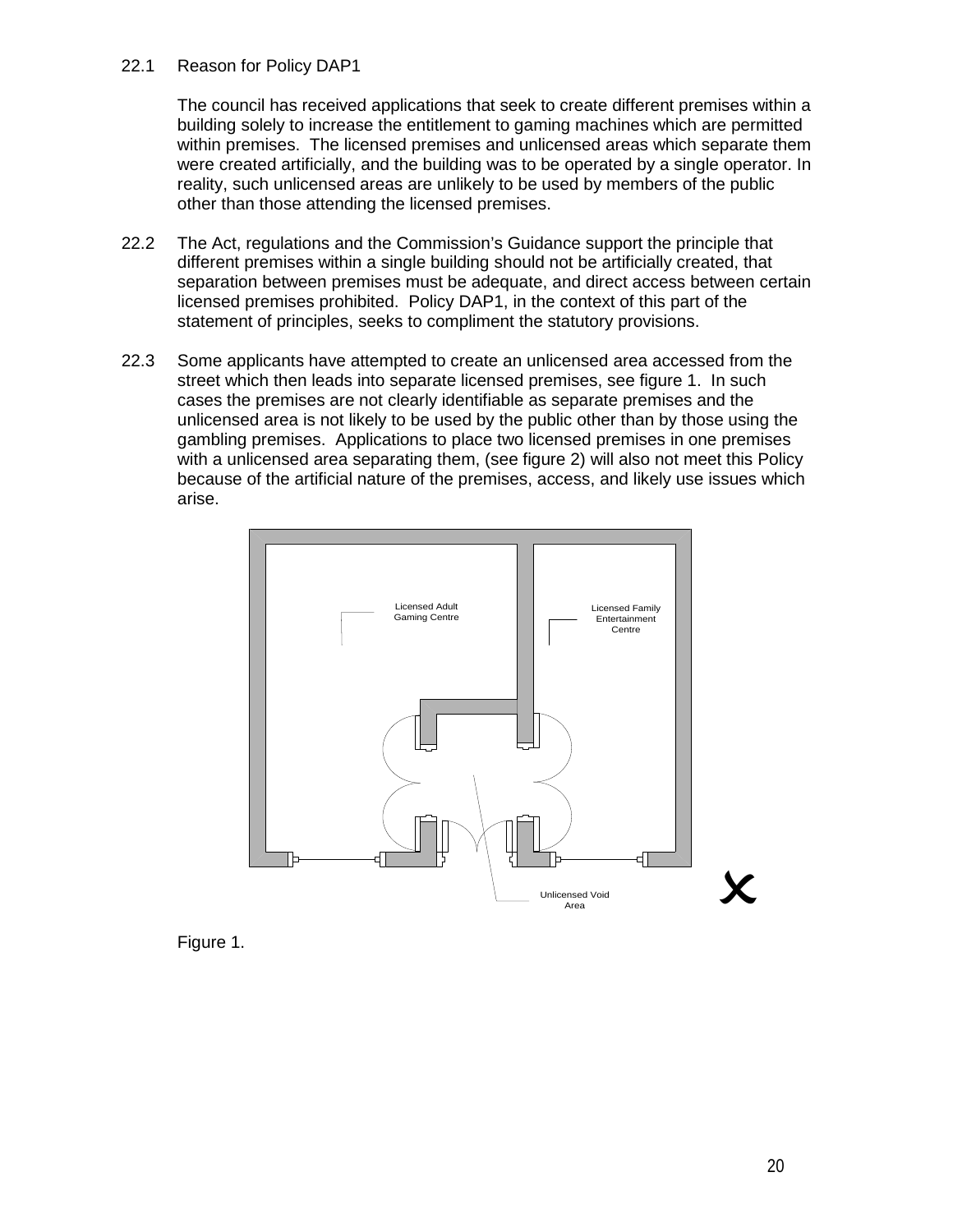22.1 Reason for Policy DAP1

The council has received applications that seek to create different premises within a building solely to increase the entitlement to gaming machines which are permitted within premises. The licensed premises and unlicensed areas which separate them were created artificially, and the building was to be operated by a single operator. In reality, such unlicensed areas are unlikely to be used by members of the public other than those attending the licensed premises.

22.2 The Act, regulations and the Commission's Guidance support the principle that different premises within a single building should not be artificially created, that separation between premises must be adequate, and direct access between certain licensed premises prohibited. Policy DAP1, in the context of this part of the statement of principles, seeks to compliment the statutory provisions.

22.3 Some applicants have attempted to create an unlicensed area accessed from the street which then leads into separate licensed premises, see figure 1. In such cases the premises are not clearly identifiable as separate premises and the unlicensed area is not likely to be used by the public other than by those using the gambling premises. Applications to place two licensed premises in one premises with a unlicensed area separating them, (see figure 2) will also not meet this Policy because of the artificial nature of the premises, access, and likely use issues which arise.

Licensed Adult Gaming Centre

Licensed Family Entertainment Centre

Unlicensed Void Area

Figure 1.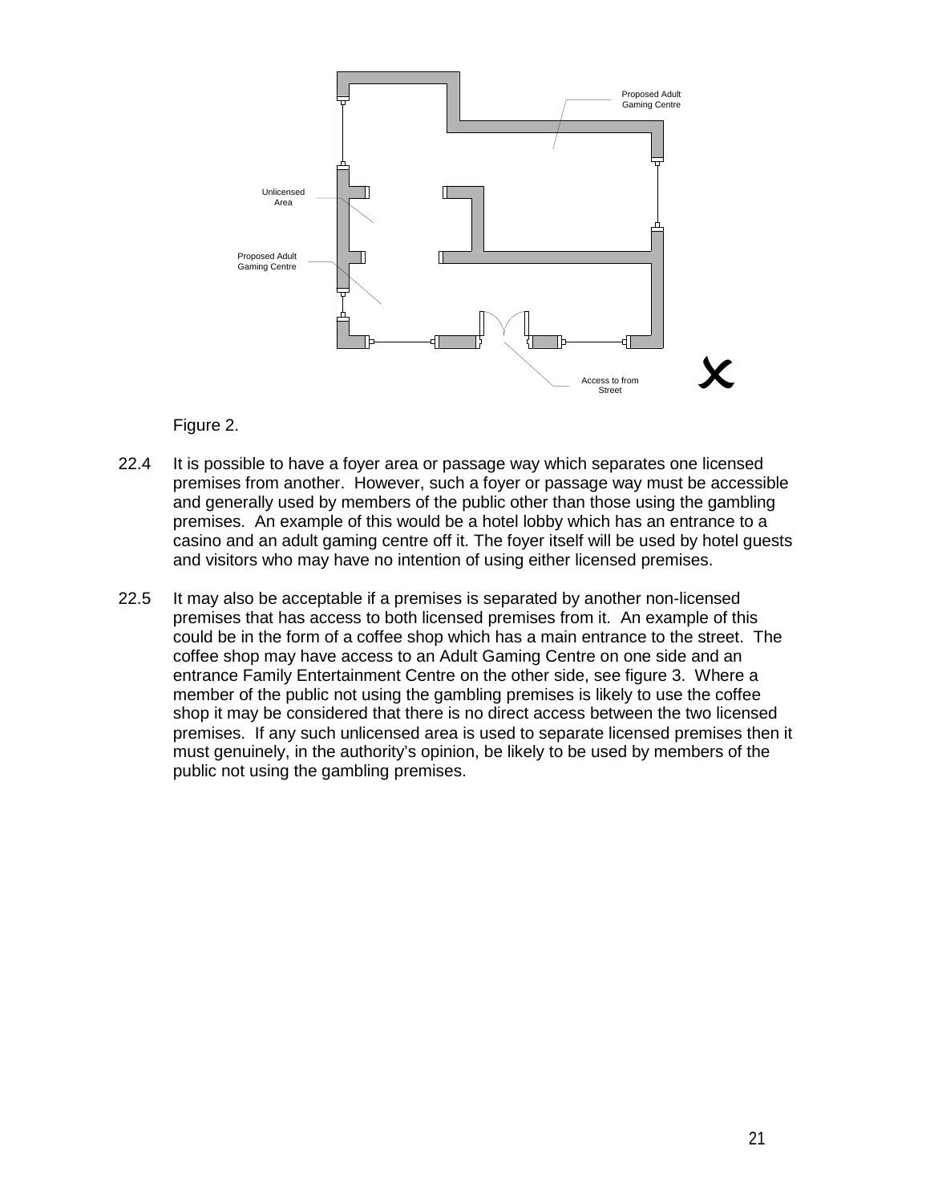Figure 2.

22.4 It is possible to have a foyer area or passage way which separates one licensed premises from another. However, such a foyer or passage way must be accessible and generally used by members of the public other than those using the gambling premises. An example of this would be a hotel lobby which has an entrance to a casino and an adult gaming centre off it. The foyer itself will be used by hotel guests and visitors who may have no intention of using either licensed premises.

22.5 It may also be acceptable if a premises is separated by another non-licensed premises that has access to both licensed premises from it. An example of this could be in the form of a coffee shop which has a main entrance to the street. The coffee shop may have access to an Adult Gaming Centre on one side and an entrance Family Entertainment Centre on the other side, see figure 3. Where a member of the public not using the gambling premises is likely to use the coffee shop it may be considered that there is no direct access between the two licensed premises. If any such unlicensed area is used to separate licensed premises then it must genuinely, in the authority's opinion, be likely to be used by members of the public not using the gambling premises.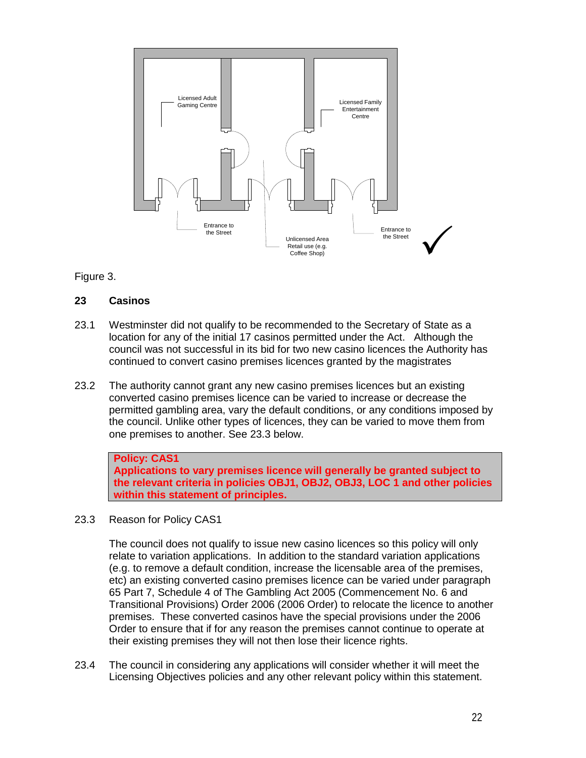Licensed Adult Gaming Centre

Licensed Family Entertainment Centre

Entrance to the Street

Unlicensed Area Retail use (e.g. Coffee Shop)

Entrance to the Street

Figure 3.

## 23 Casinos

23.1 Westminster did not qualify to be recommended to the Secretary of State as a location for any of the initial 17 casinos permitted under the Act. Although the council was not successful in its bid for two new casino licences the Authority has continued to convert casino premises licences granted by the magistrates

23.2 The authority cannot grant any new casino premises licences but an existing converted casino premises licence can be varied to increase or decrease the permitted gambling area, vary the default conditions, or any conditions imposed by the council. Unlike other types of licences, they can be varied to move them from one premises to another. See 23.3 below.

> **Policy: CAS1**
> **Applications to vary premises licence will generally be granted subject to the relevant criteria in policies OBJ1, OBJ2, OBJ3, LOC 1 and other policies within this statement of principles.**

23.3 Reason for Policy CAS1

The council does not qualify to issue new casino licences so this policy will only relate to variation applications. In addition to the standard variation applications (e.g. to remove a default condition, increase the licensable area of the premises, etc) an existing converted casino premises licence can be varied under paragraph 65 Part 7, Schedule 4 of The Gambling Act 2005 (Commencement No. 6 and Transitional Provisions) Order 2006 (2006 Order) to relocate the licence to another premises. These converted casinos have the special provisions under the 2006 Order to ensure that if for any reason the premises cannot continue to operate at their existing premises they will not then lose their licence rights.

23.4 The council in considering any applications will consider whether it will meet the Licensing Objectives policies and any other relevant policy within this statement.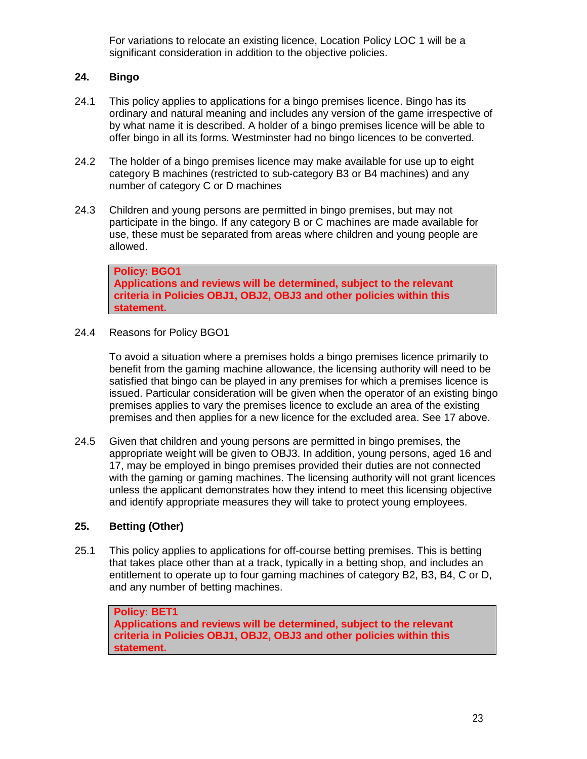For variations to relocate an existing licence, Location Policy LOC 1 will be a significant consideration in addition to the objective policies.

## 24. Bingo

24.1 This policy applies to applications for a bingo premises licence. Bingo has its ordinary and natural meaning and includes any version of the game irrespective of by what name it is described. A holder of a bingo premises licence will be able to offer bingo in all its forms. Westminster had no bingo licences to be converted.

24.2 The holder of a bingo premises licence may make available for use up to eight category B machines (restricted to sub-category B3 or B4 machines) and any number of category C or D machines

24.3 Children and young persons are permitted in bingo premises, but may not participate in the bingo. If any category B or C machines are made available for use, these must be separated from areas where children and young people are allowed.

> **Policy: BGO1**
> **Applications and reviews will be determined, subject to the relevant criteria in Policies OBJ1, OBJ2, OBJ3 and other policies within this statement.**

24.4 Reasons for Policy BGO1

To avoid a situation where a premises holds a bingo premises licence primarily to benefit from the gaming machine allowance, the licensing authority will need to be satisfied that bingo can be played in any premises for which a premises licence is issued. Particular consideration will be given when the operator of an existing bingo premises applies to vary the premises licence to exclude an area of the existing premises and then applies for a new licence for the excluded area. See 17 above.

24.5 Given that children and young persons are permitted in bingo premises, the appropriate weight will be given to OBJ3. In addition, young persons, aged 16 and 17, may be employed in bingo premises provided their duties are not connected with the gaming or gaming machines. The licensing authority will not grant licences unless the applicant demonstrates how they intend to meet this licensing objective and identify appropriate measures they will take to protect young employees.

## 25. Betting (Other)

25.1 This policy applies to applications for off-course betting premises. This is betting that takes place other than at a track, typically in a betting shop, and includes an entitlement to operate up to four gaming machines of category B2, B3, B4, C or D, and any number of betting machines.

> **Policy: BET1**
> **Applications and reviews will be determined, subject to the relevant criteria in Policies OBJ1, OBJ2, OBJ3 and other policies within this statement.**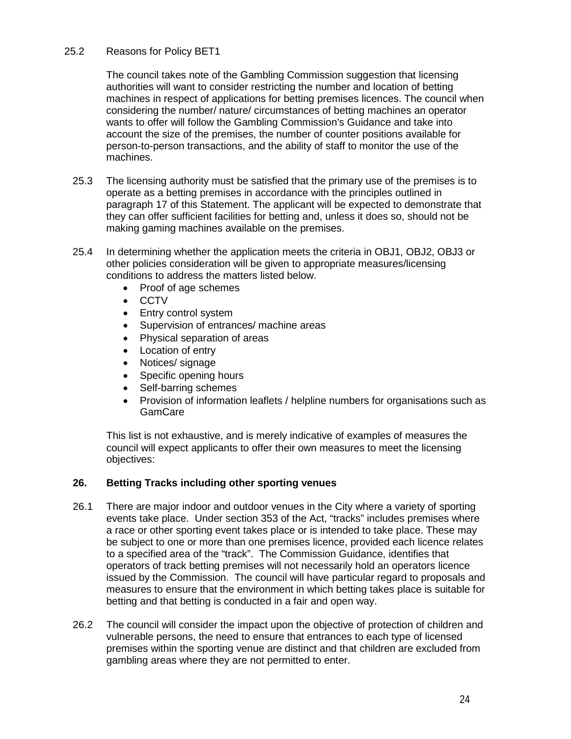25.2 Reasons for Policy BET1

The council takes note of the Gambling Commission suggestion that licensing authorities will want to consider restricting the number and location of betting machines in respect of applications for betting premises licences. The council when considering the number/ nature/ circumstances of betting machines an operator wants to offer will follow the Gambling Commission's Guidance and take into account the size of the premises, the number of counter positions available for person-to-person transactions, and the ability of staff to monitor the use of the machines.

25.3 The licensing authority must be satisfied that the primary use of the premises is to operate as a betting premises in accordance with the principles outlined in paragraph 17 of this Statement. The applicant will be expected to demonstrate that they can offer sufficient facilities for betting and, unless it does so, should not be making gaming machines available on the premises.

25.4 In determining whether the application meets the criteria in OBJ1, OBJ2, OBJ3 or other policies consideration will be given to appropriate measures/licensing conditions to address the matters listed below.

- Proof of age schemes
- CCTV
- Entry control system
- Supervision of entrances/ machine areas
- Physical separation of areas
- Location of entry
- Notices/ signage
- Specific opening hours
- Self-barring schemes
- Provision of information leaflets / helpline numbers for organisations such as GamCare

This list is not exhaustive, and is merely indicative of examples of measures the council will expect applicants to offer their own measures to meet the licensing objectives:

## 26. Betting Tracks including other sporting venues

26.1 There are major indoor and outdoor venues in the City where a variety of sporting events take place. Under section 353 of the Act, "tracks" includes premises where a race or other sporting event takes place or is intended to take place. These may be subject to one or more than one premises licence, provided each licence relates to a specified area of the "track". The Commission Guidance, identifies that operators of track betting premises will not necessarily hold an operators licence issued by the Commission. The council will have particular regard to proposals and measures to ensure that the environment in which betting takes place is suitable for betting and that betting is conducted in a fair and open way.

26.2 The council will consider the impact upon the objective of protection of children and vulnerable persons, the need to ensure that entrances to each type of licensed premises within the sporting venue are distinct and that children are excluded from gambling areas where they are not permitted to enter.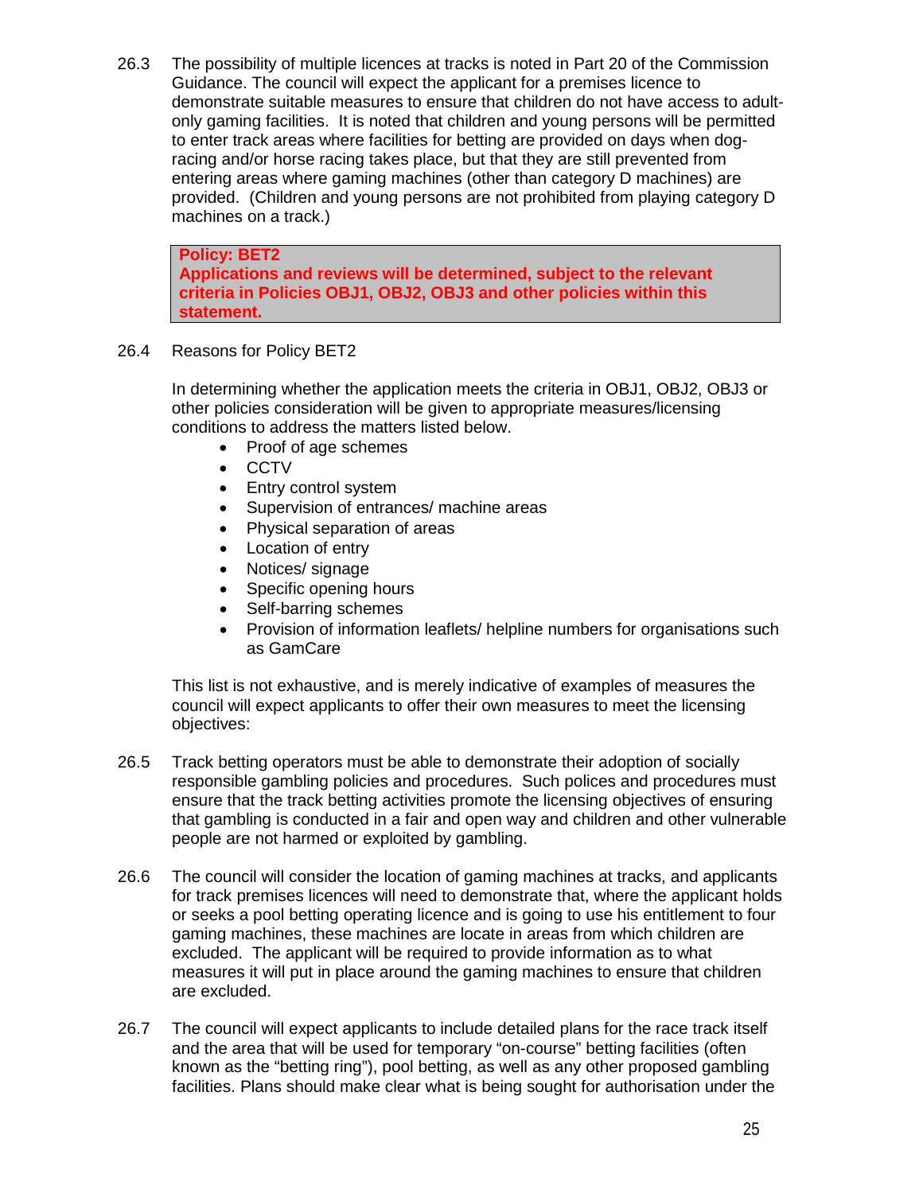26.3 The possibility of multiple licences at tracks is noted in Part 20 of the Commission Guidance. The council will expect the applicant for a premises licence to demonstrate suitable measures to ensure that children do not have access to adult-only gaming facilities. It is noted that children and young persons will be permitted to enter track areas where facilities for betting are provided on days when dog-racing and/or horse racing takes place, but that they are still prevented from entering areas where gaming machines (other than category D machines) are provided. (Children and young persons are not prohibited from playing category D machines on a track.)

> **Policy: BET2**
> **Applications and reviews will be determined, subject to the relevant criteria in Policies OBJ1, OBJ2, OBJ3 and other policies within this statement.**

26.4 Reasons for Policy BET2

In determining whether the application meets the criteria in OBJ1, OBJ2, OBJ3 or other policies consideration will be given to appropriate measures/licensing conditions to address the matters listed below.

- Proof of age schemes
- CCTV
- Entry control system
- Supervision of entrances/ machine areas
- Physical separation of areas
- Location of entry
- Notices/ signage
- Specific opening hours
- Self-barring schemes
- Provision of information leaflets/ helpline numbers for organisations such as GamCare

This list is not exhaustive, and is merely indicative of examples of measures the council will expect applicants to offer their own measures to meet the licensing objectives:

26.5 Track betting operators must be able to demonstrate their adoption of socially responsible gambling policies and procedures. Such polices and procedures must ensure that the track betting activities promote the licensing objectives of ensuring that gambling is conducted in a fair and open way and children and other vulnerable people are not harmed or exploited by gambling.

26.6 The council will consider the location of gaming machines at tracks, and applicants for track premises licences will need to demonstrate that, where the applicant holds or seeks a pool betting operating licence and is going to use his entitlement to four gaming machines, these machines are locate in areas from which children are excluded. The applicant will be required to provide information as to what measures it will put in place around the gaming machines to ensure that children are excluded.

26.7 The council will expect applicants to include detailed plans for the race track itself and the area that will be used for temporary "on-course" betting facilities (often known as the "betting ring"), pool betting, as well as any other proposed gambling facilities. Plans should make clear what is being sought for authorisation under the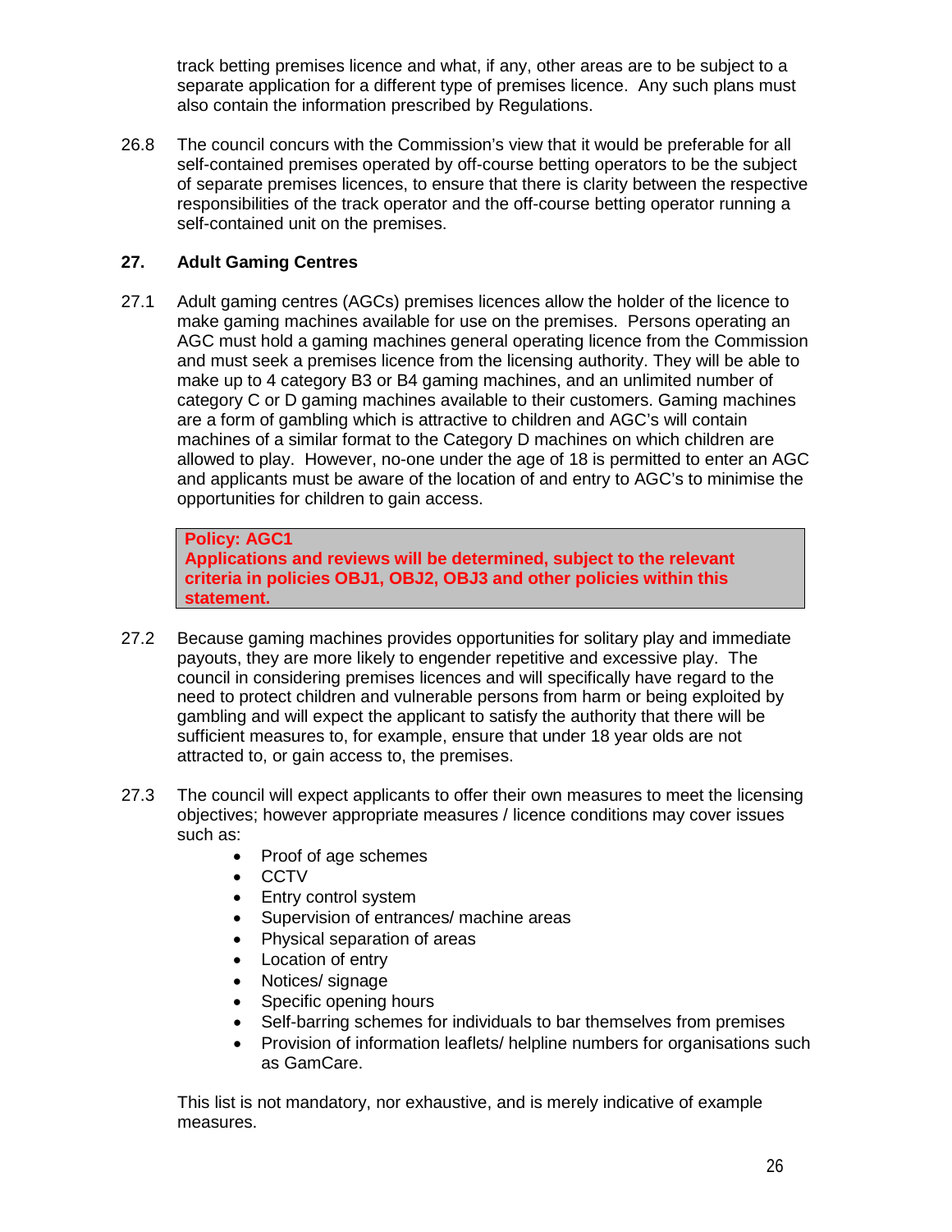track betting premises licence and what, if any, other areas are to be subject to a separate application for a different type of premises licence. Any such plans must also contain the information prescribed by Regulations.

26.8 The council concurs with the Commission's view that it would be preferable for all self-contained premises operated by off-course betting operators to be the subject of separate premises licences, to ensure that there is clarity between the respective responsibilities of the track operator and the off-course betting operator running a self-contained unit on the premises.

## 27. Adult Gaming Centres

27.1 Adult gaming centres (AGCs) premises licences allow the holder of the licence to make gaming machines available for use on the premises. Persons operating an AGC must hold a gaming machines general operating licence from the Commission and must seek a premises licence from the licensing authority. They will be able to make up to 4 category B3 or B4 gaming machines, and an unlimited number of category C or D gaming machines available to their customers. Gaming machines are a form of gambling which is attractive to children and AGC's will contain machines of a similar format to the Category D machines on which children are allowed to play. However, no-one under the age of 18 is permitted to enter an AGC and applicants must be aware of the location of and entry to AGC's to minimise the opportunities for children to gain access.

> **Policy: AGC1**
> **Applications and reviews will be determined, subject to the relevant criteria in policies OBJ1, OBJ2, OBJ3 and other policies within this statement.**

27.2 Because gaming machines provides opportunities for solitary play and immediate payouts, they are more likely to engender repetitive and excessive play. The council in considering premises licences and will specifically have regard to the need to protect children and vulnerable persons from harm or being exploited by gambling and will expect the applicant to satisfy the authority that there will be sufficient measures to, for example, ensure that under 18 year olds are not attracted to, or gain access to, the premises.

27.3 The council will expect applicants to offer their own measures to meet the licensing objectives; however appropriate measures / licence conditions may cover issues such as:

- Proof of age schemes
- CCTV
- Entry control system
- Supervision of entrances/ machine areas
- Physical separation of areas
- Location of entry
- Notices/ signage
- Specific opening hours
- Self-barring schemes for individuals to bar themselves from premises
- Provision of information leaflets/ helpline numbers for organisations such as GamCare.

This list is not mandatory, nor exhaustive, and is merely indicative of example measures.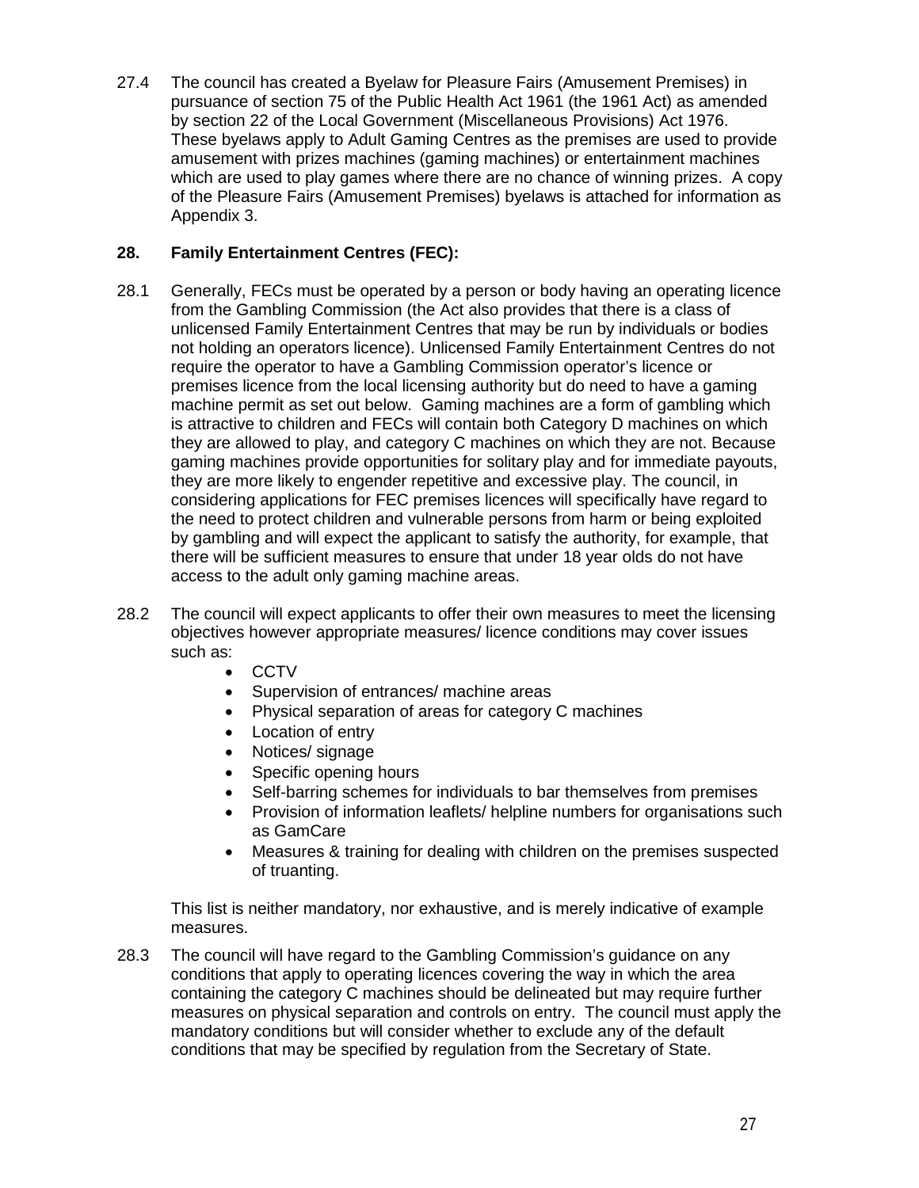27.4 The council has created a Byelaw for Pleasure Fairs (Amusement Premises) in pursuance of section 75 of the Public Health Act 1961 (the 1961 Act) as amended by section 22 of the Local Government (Miscellaneous Provisions) Act 1976. These byelaws apply to Adult Gaming Centres as the premises are used to provide amusement with prizes machines (gaming machines) or entertainment machines which are used to play games where there are no chance of winning prizes. A copy of the Pleasure Fairs (Amusement Premises) byelaws is attached for information as Appendix 3.

## 28. Family Entertainment Centres (FEC):

28.1 Generally, FECs must be operated by a person or body having an operating licence from the Gambling Commission (the Act also provides that there is a class of unlicensed Family Entertainment Centres that may be run by individuals or bodies not holding an operators licence). Unlicensed Family Entertainment Centres do not require the operator to have a Gambling Commission operator's licence or premises licence from the local licensing authority but do need to have a gaming machine permit as set out below. Gaming machines are a form of gambling which is attractive to children and FECs will contain both Category D machines on which they are allowed to play, and category C machines on which they are not. Because gaming machines provide opportunities for solitary play and for immediate payouts, they are more likely to engender repetitive and excessive play. The council, in considering applications for FEC premises licences will specifically have regard to the need to protect children and vulnerable persons from harm or being exploited by gambling and will expect the applicant to satisfy the authority, for example, that there will be sufficient measures to ensure that under 18 year olds do not have access to the adult only gaming machine areas.

28.2 The council will expect applicants to offer their own measures to meet the licensing objectives however appropriate measures/ licence conditions may cover issues such as:

- CCTV
- Supervision of entrances/ machine areas
- Physical separation of areas for category C machines
- Location of entry
- Notices/ signage
- Specific opening hours
- Self-barring schemes for individuals to bar themselves from premises
- Provision of information leaflets/ helpline numbers for organisations such as GamCare
- Measures & training for dealing with children on the premises suspected of truanting.

This list is neither mandatory, nor exhaustive, and is merely indicative of example measures.

28.3 The council will have regard to the Gambling Commission's guidance on any conditions that apply to operating licences covering the way in which the area containing the category C machines should be delineated but may require further measures on physical separation and controls on entry. The council must apply the mandatory conditions but will consider whether to exclude any of the default conditions that may be specified by regulation from the Secretary of State.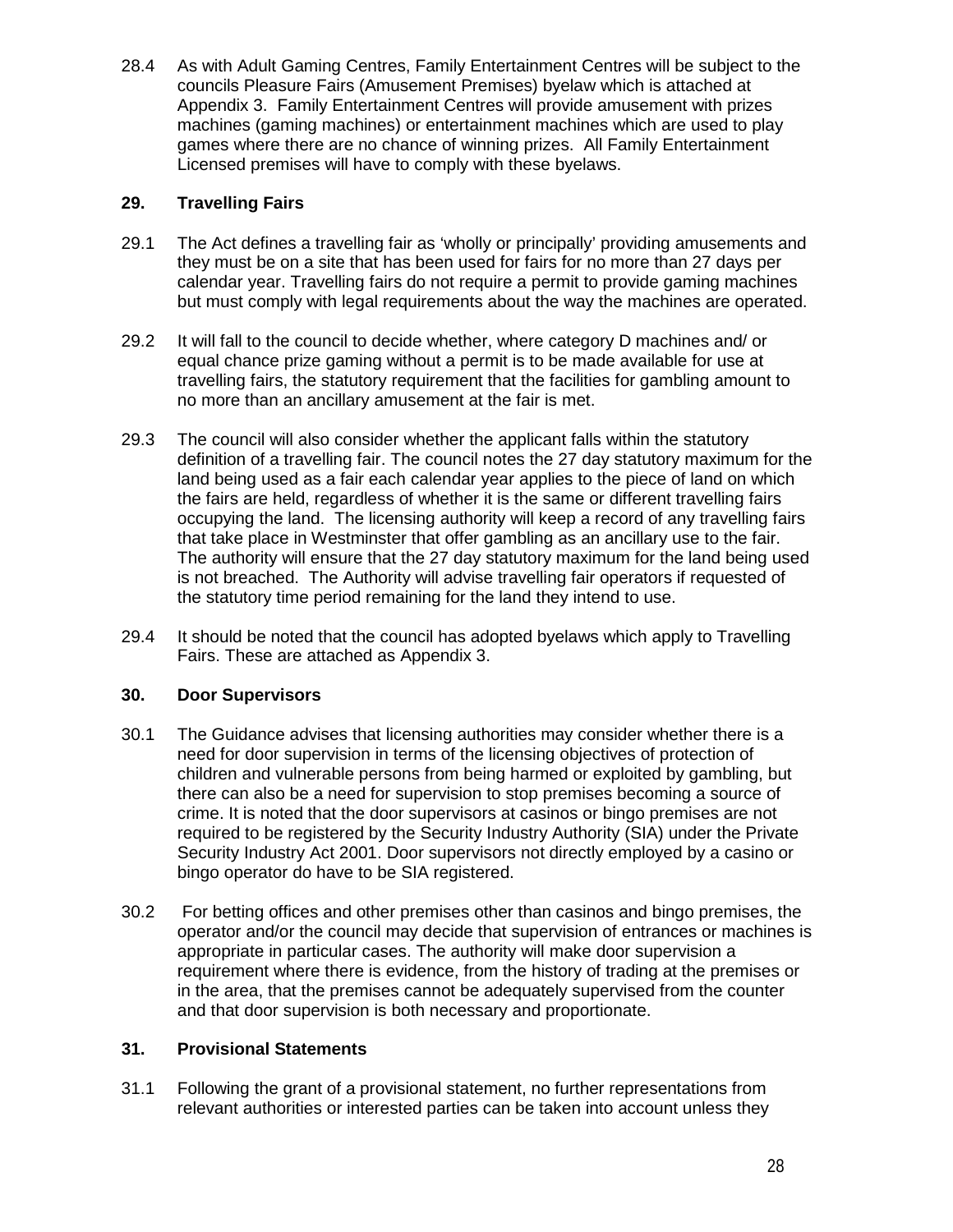28.4 As with Adult Gaming Centres, Family Entertainment Centres will be subject to the councils Pleasure Fairs (Amusement Premises) byelaw which is attached at Appendix 3. Family Entertainment Centres will provide amusement with prizes machines (gaming machines) or entertainment machines which are used to play games where there are no chance of winning prizes. All Family Entertainment Licensed premises will have to comply with these byelaws.

## 29. Travelling Fairs

29.1 The Act defines a travelling fair as 'wholly or principally' providing amusements and they must be on a site that has been used for fairs for no more than 27 days per calendar year. Travelling fairs do not require a permit to provide gaming machines but must comply with legal requirements about the way the machines are operated.

29.2 It will fall to the council to decide whether, where category D machines and/ or equal chance prize gaming without a permit is to be made available for use at travelling fairs, the statutory requirement that the facilities for gambling amount to no more than an ancillary amusement at the fair is met.

29.3 The council will also consider whether the applicant falls within the statutory definition of a travelling fair. The council notes the 27 day statutory maximum for the land being used as a fair each calendar year applies to the piece of land on which the fairs are held, regardless of whether it is the same or different travelling fairs occupying the land. The licensing authority will keep a record of any travelling fairs that take place in Westminster that offer gambling as an ancillary use to the fair. The authority will ensure that the 27 day statutory maximum for the land being used is not breached. The Authority will advise travelling fair operators if requested of the statutory time period remaining for the land they intend to use.

29.4 It should be noted that the council has adopted byelaws which apply to Travelling Fairs. These are attached as Appendix 3.

## 30. Door Supervisors

30.1 The Guidance advises that licensing authorities may consider whether there is a need for door supervision in terms of the licensing objectives of protection of children and vulnerable persons from being harmed or exploited by gambling, but there can also be a need for supervision to stop premises becoming a source of crime. It is noted that the door supervisors at casinos or bingo premises are not required to be registered by the Security Industry Authority (SIA) under the Private Security Industry Act 2001. Door supervisors not directly employed by a casino or bingo operator do have to be SIA registered.

30.2 For betting offices and other premises other than casinos and bingo premises, the operator and/or the council may decide that supervision of entrances or machines is appropriate in particular cases. The authority will make door supervision a requirement where there is evidence, from the history of trading at the premises or in the area, that the premises cannot be adequately supervised from the counter and that door supervision is both necessary and proportionate.

## 31. Provisional Statements

31.1 Following the grant of a provisional statement, no further representations from relevant authorities or interested parties can be taken into account unless they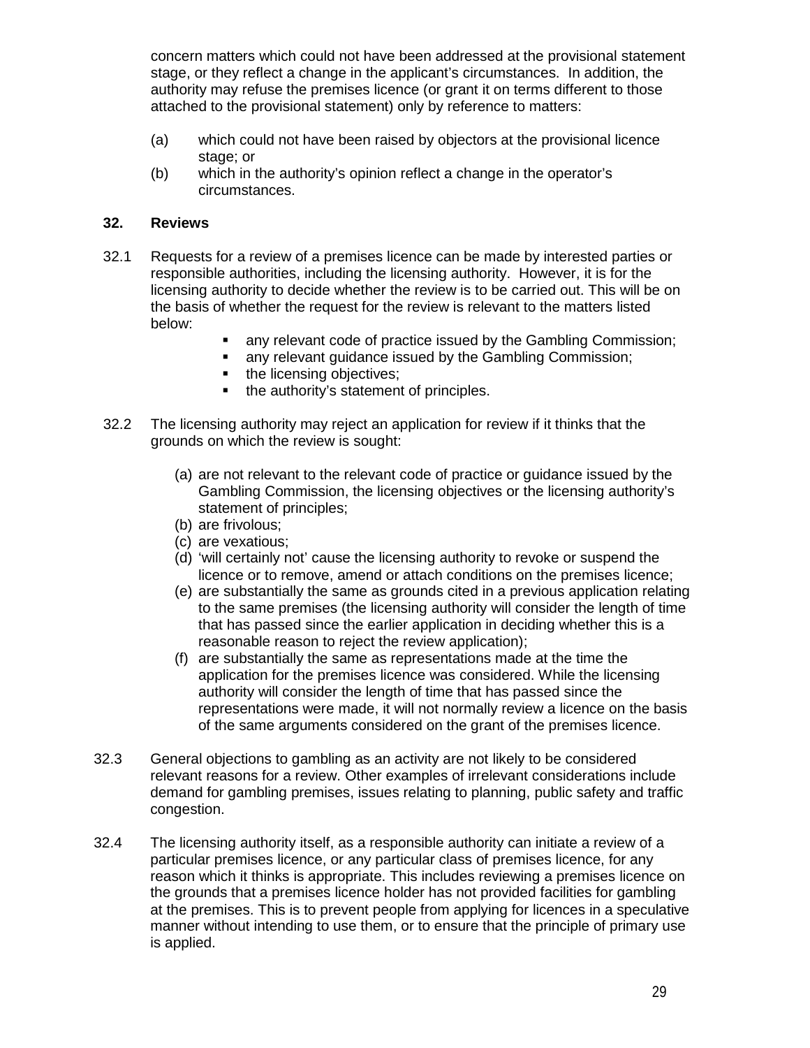concern matters which could not have been addressed at the provisional statement stage, or they reflect a change in the applicant's circumstances. In addition, the authority may refuse the premises licence (or grant it on terms different to those attached to the provisional statement) only by reference to matters:

(a) which could not have been raised by objectors at the provisional licence stage; or
(b) which in the authority's opinion reflect a change in the operator's circumstances.

## 32. Reviews

32.1 Requests for a review of a premises licence can be made by interested parties or responsible authorities, including the licensing authority. However, it is for the licensing authority to decide whether the review is to be carried out. This will be on the basis of whether the request for the review is relevant to the matters listed below:

- any relevant code of practice issued by the Gambling Commission;
- any relevant guidance issued by the Gambling Commission;
- the licensing objectives;
- the authority's statement of principles.

32.2 The licensing authority may reject an application for review if it thinks that the grounds on which the review is sought:

(a) are not relevant to the relevant code of practice or guidance issued by the Gambling Commission, the licensing objectives or the licensing authority's statement of principles;
(b) are frivolous;
(c) are vexatious;
(d) 'will certainly not' cause the licensing authority to revoke or suspend the licence or to remove, amend or attach conditions on the premises licence;
(e) are substantially the same as grounds cited in a previous application relating to the same premises (the licensing authority will consider the length of time that has passed since the earlier application in deciding whether this is a reasonable reason to reject the review application);
(f) are substantially the same as representations made at the time the application for the premises licence was considered. While the licensing authority will consider the length of time that has passed since the representations were made, it will not normally review a licence on the basis of the same arguments considered on the grant of the premises licence.

32.3 General objections to gambling as an activity are not likely to be considered relevant reasons for a review. Other examples of irrelevant considerations include demand for gambling premises, issues relating to planning, public safety and traffic congestion.

32.4 The licensing authority itself, as a responsible authority can initiate a review of a particular premises licence, or any particular class of premises licence, for any reason which it thinks is appropriate. This includes reviewing a premises licence on the grounds that a premises licence holder has not provided facilities for gambling at the premises. This is to prevent people from applying for licences in a speculative manner without intending to use them, or to ensure that the principle of primary use is applied.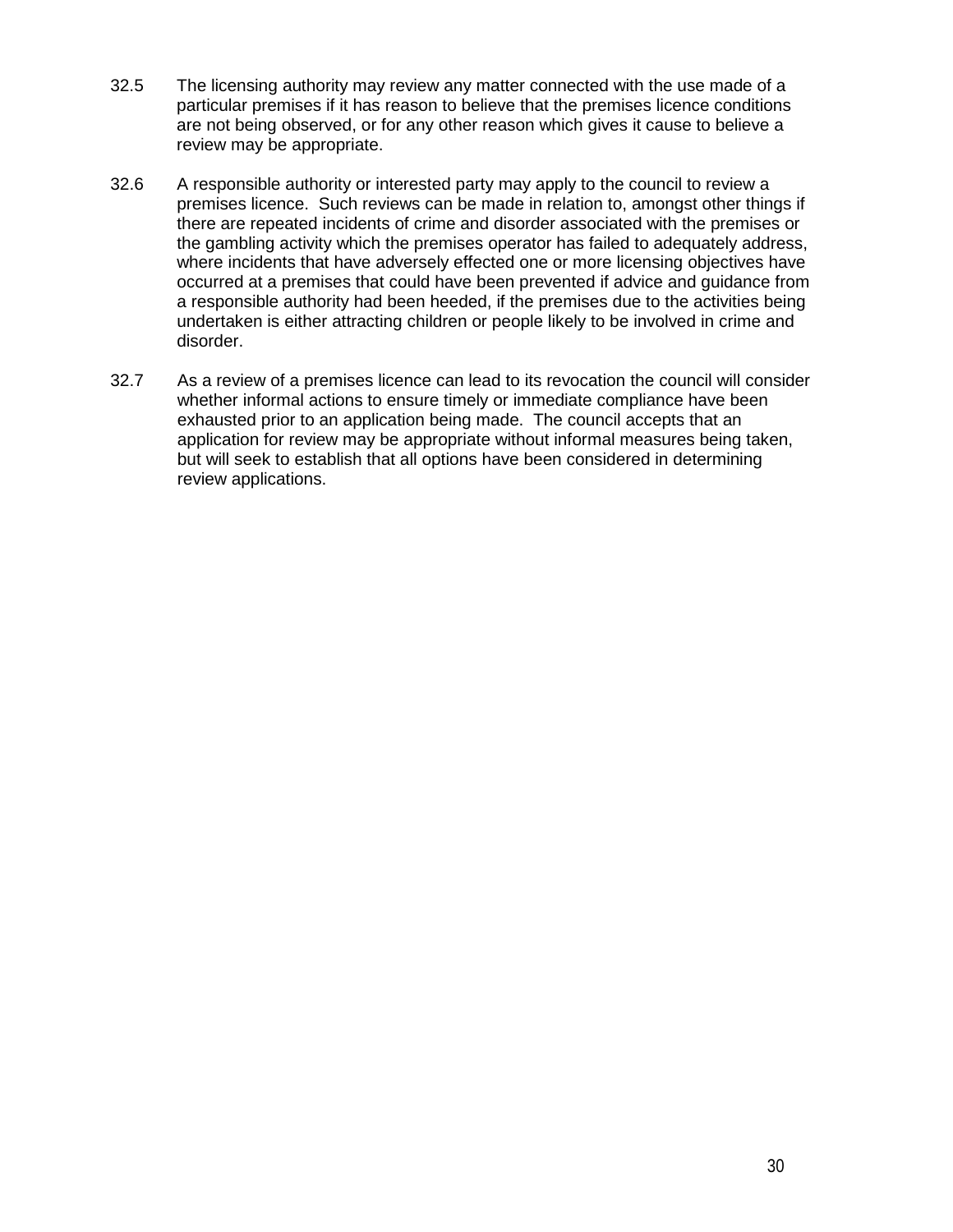32.5 The licensing authority may review any matter connected with the use made of a particular premises if it has reason to believe that the premises licence conditions are not being observed, or for any other reason which gives it cause to believe a review may be appropriate.

32.6 A responsible authority or interested party may apply to the council to review a premises licence. Such reviews can be made in relation to, amongst other things if there are repeated incidents of crime and disorder associated with the premises or the gambling activity which the premises operator has failed to adequately address, where incidents that have adversely effected one or more licensing objectives have occurred at a premises that could have been prevented if advice and guidance from a responsible authority had been heeded, if the premises due to the activities being undertaken is either attracting children or people likely to be involved in crime and disorder.

32.7 As a review of a premises licence can lead to its revocation the council will consider whether informal actions to ensure timely or immediate compliance have been exhausted prior to an application being made. The council accepts that an application for review may be appropriate without informal measures being taken, but will seek to establish that all options have been considered in determining review applications.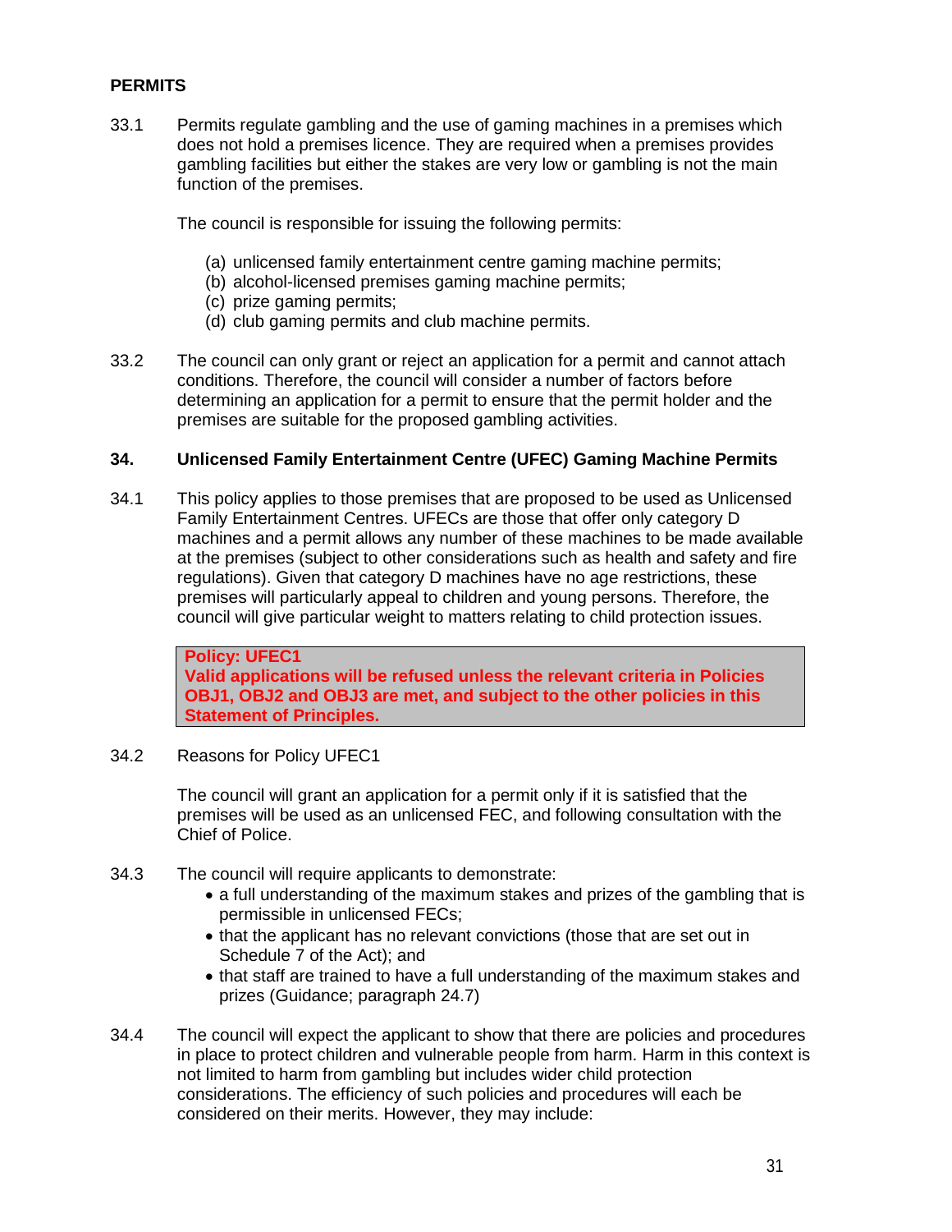## PERMITS

33.1 Permits regulate gambling and the use of gaming machines in a premises which does not hold a premises licence. They are required when a premises provides gambling facilities but either the stakes are very low or gambling is not the main function of the premises.

The council is responsible for issuing the following permits:

(a) unlicensed family entertainment centre gaming machine permits;
(b) alcohol-licensed premises gaming machine permits;
(c) prize gaming permits;
(d) club gaming permits and club machine permits.

33.2 The council can only grant or reject an application for a permit and cannot attach conditions. Therefore, the council will consider a number of factors before determining an application for a permit to ensure that the permit holder and the premises are suitable for the proposed gambling activities.

### 34. Unlicensed Family Entertainment Centre (UFEC) Gaming Machine Permits

34.1 This policy applies to those premises that are proposed to be used as Unlicensed Family Entertainment Centres. UFECs are those that offer only category D machines and a permit allows any number of these machines to be made available at the premises (subject to other considerations such as health and safety and fire regulations). Given that category D machines have no age restrictions, these premises will particularly appeal to children and young persons. Therefore, the council will give particular weight to matters relating to child protection issues.

> **Policy: UFEC1**
> **Valid applications will be refused unless the relevant criteria in Policies OBJ1, OBJ2 and OBJ3 are met, and subject to the other policies in this Statement of Principles.**

34.2 Reasons for Policy UFEC1

The council will grant an application for a permit only if it is satisfied that the premises will be used as an unlicensed FEC, and following consultation with the Chief of Police.

34.3 The council will require applicants to demonstrate:

- a full understanding of the maximum stakes and prizes of the gambling that is permissible in unlicensed FECs;
- that the applicant has no relevant convictions (those that are set out in Schedule 7 of the Act); and
- that staff are trained to have a full understanding of the maximum stakes and prizes (Guidance; paragraph 24.7)

34.4 The council will expect the applicant to show that there are policies and procedures in place to protect children and vulnerable people from harm. Harm in this context is not limited to harm from gambling but includes wider child protection considerations. The efficiency of such policies and procedures will each be considered on their merits. However, they may include: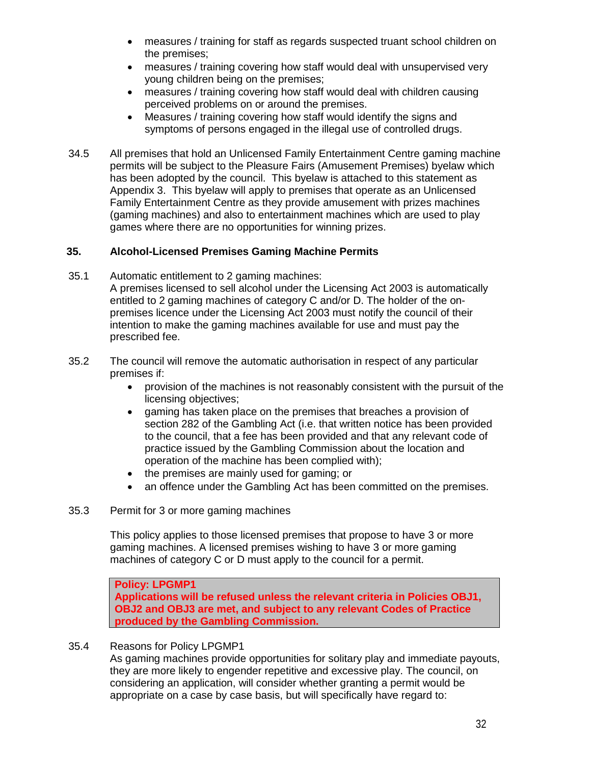- measures / training for staff as regards suspected truant school children on the premises;
- measures / training covering how staff would deal with unsupervised very young children being on the premises;
- measures / training covering how staff would deal with children causing perceived problems on or around the premises.
- Measures / training covering how staff would identify the signs and symptoms of persons engaged in the illegal use of controlled drugs.

34.5 All premises that hold an Unlicensed Family Entertainment Centre gaming machine permits will be subject to the Pleasure Fairs (Amusement Premises) byelaw which has been adopted by the council. This byelaw is attached to this statement as Appendix 3. This byelaw will apply to premises that operate as an Unlicensed Family Entertainment Centre as they provide amusement with prizes machines (gaming machines) and also to entertainment machines which are used to play games where there are no opportunities for winning prizes.

## 35. Alcohol-Licensed Premises Gaming Machine Permits

35.1 Automatic entitlement to 2 gaming machines:
A premises licensed to sell alcohol under the Licensing Act 2003 is automatically entitled to 2 gaming machines of category C and/or D. The holder of the on-premises licence under the Licensing Act 2003 must notify the council of their intention to make the gaming machines available for use and must pay the prescribed fee.

35.2 The council will remove the automatic authorisation in respect of any particular premises if:

- provision of the machines is not reasonably consistent with the pursuit of the licensing objectives;
- gaming has taken place on the premises that breaches a provision of section 282 of the Gambling Act (i.e. that written notice has been provided to the council, that a fee has been provided and that any relevant code of practice issued by the Gambling Commission about the location and operation of the machine has been complied with);
- the premises are mainly used for gaming; or
- an offence under the Gambling Act has been committed on the premises.

35.3 Permit for 3 or more gaming machines

This policy applies to those licensed premises that propose to have 3 or more gaming machines. A licensed premises wishing to have 3 or more gaming machines of category C or D must apply to the council for a permit.

> **Policy: LPGMP1**
> **Applications will be refused unless the relevant criteria in Policies OBJ1, OBJ2 and OBJ3 are met, and subject to any relevant Codes of Practice produced by the Gambling Commission.**

35.4 Reasons for Policy LPGMP1
As gaming machines provide opportunities for solitary play and immediate payouts, they are more likely to engender repetitive and excessive play. The council, on considering an application, will consider whether granting a permit would be appropriate on a case by case basis, but will specifically have regard to: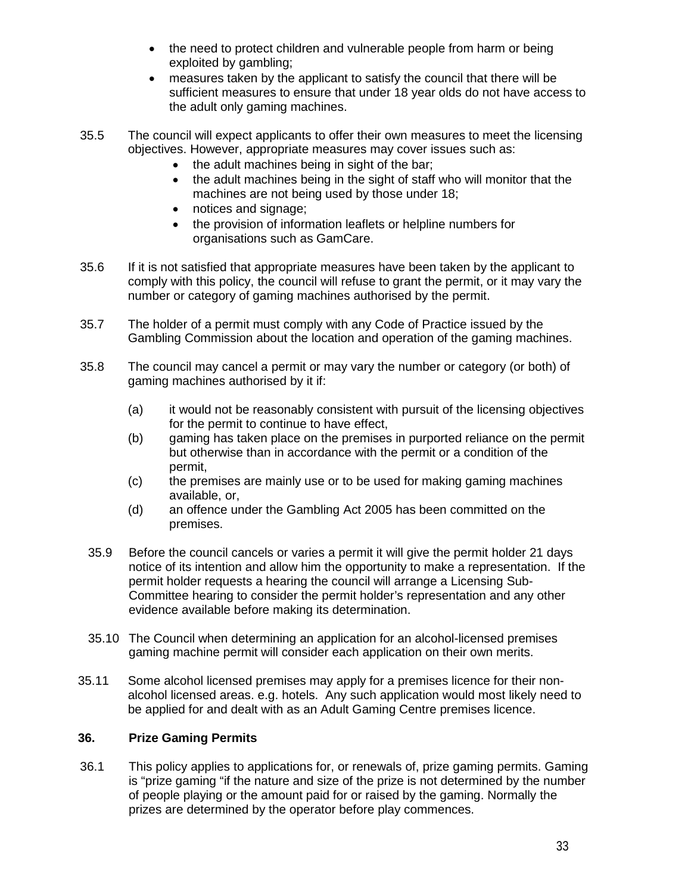- the need to protect children and vulnerable people from harm or being exploited by gambling;
- measures taken by the applicant to satisfy the council that there will be sufficient measures to ensure that under 18 year olds do not have access to the adult only gaming machines.

35.5 The council will expect applicants to offer their own measures to meet the licensing objectives. However, appropriate measures may cover issues such as:

- the adult machines being in sight of the bar;
- the adult machines being in the sight of staff who will monitor that the machines are not being used by those under 18;
- notices and signage;
- the provision of information leaflets or helpline numbers for organisations such as GamCare.

35.6 If it is not satisfied that appropriate measures have been taken by the applicant to comply with this policy, the council will refuse to grant the permit, or it may vary the number or category of gaming machines authorised by the permit.

35.7 The holder of a permit must comply with any Code of Practice issued by the Gambling Commission about the location and operation of the gaming machines.

35.8 The council may cancel a permit or may vary the number or category (or both) of gaming machines authorised by it if:

(a) it would not be reasonably consistent with pursuit of the licensing objectives for the permit to continue to have effect,
(b) gaming has taken place on the premises in purported reliance on the permit but otherwise than in accordance with the permit or a condition of the permit,
(c) the premises are mainly use or to be used for making gaming machines available, or,
(d) an offence under the Gambling Act 2005 has been committed on the premises.

35.9 Before the council cancels or varies a permit it will give the permit holder 21 days notice of its intention and allow him the opportunity to make a representation. If the permit holder requests a hearing the council will arrange a Licensing Sub-Committee hearing to consider the permit holder's representation and any other evidence available before making its determination.

35.10 The Council when determining an application for an alcohol-licensed premises gaming machine permit will consider each application on their own merits.

35.11 Some alcohol licensed premises may apply for a premises licence for their non-alcohol licensed areas. e.g. hotels. Any such application would most likely need to be applied for and dealt with as an Adult Gaming Centre premises licence.

## 36. Prize Gaming Permits

36.1 This policy applies to applications for, or renewals of, prize gaming permits. Gaming is "prize gaming "if the nature and size of the prize is not determined by the number of people playing or the amount paid for or raised by the gaming. Normally the prizes are determined by the operator before play commences.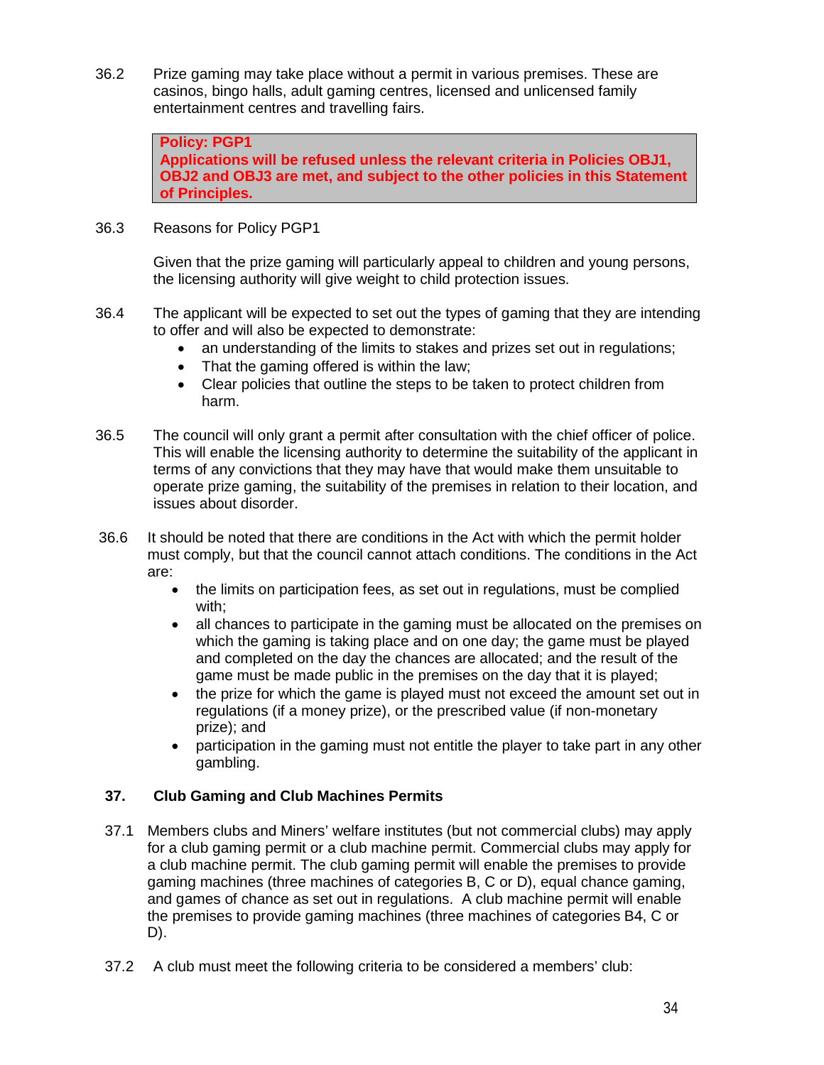36.2 Prize gaming may take place without a permit in various premises. These are casinos, bingo halls, adult gaming centres, licensed and unlicensed family entertainment centres and travelling fairs.

> **Policy: PGP1**
> **Applications will be refused unless the relevant criteria in Policies OBJ1, OBJ2 and OBJ3 are met, and subject to the other policies in this Statement of Principles.**

36.3 Reasons for Policy PGP1

Given that the prize gaming will particularly appeal to children and young persons, the licensing authority will give weight to child protection issues.

36.4 The applicant will be expected to set out the types of gaming that they are intending to offer and will also be expected to demonstrate:

- an understanding of the limits to stakes and prizes set out in regulations;
- That the gaming offered is within the law;
- Clear policies that outline the steps to be taken to protect children from harm.

36.5 The council will only grant a permit after consultation with the chief officer of police. This will enable the licensing authority to determine the suitability of the applicant in terms of any convictions that they may have that would make them unsuitable to operate prize gaming, the suitability of the premises in relation to their location, and issues about disorder.

36.6 It should be noted that there are conditions in the Act with which the permit holder must comply, but that the council cannot attach conditions. The conditions in the Act are:

- the limits on participation fees, as set out in regulations, must be complied with;
- all chances to participate in the gaming must be allocated on the premises on which the gaming is taking place and on one day; the game must be played and completed on the day the chances are allocated; and the result of the game must be made public in the premises on the day that it is played;
- the prize for which the game is played must not exceed the amount set out in regulations (if a money prize), or the prescribed value (if non-monetary prize); and
- participation in the gaming must not entitle the player to take part in any other gambling.

## 37. Club Gaming and Club Machines Permits

37.1 Members clubs and Miners' welfare institutes (but not commercial clubs) may apply for a club gaming permit or a club machine permit. Commercial clubs may apply for a club machine permit. The club gaming permit will enable the premises to provide gaming machines (three machines of categories B, C or D), equal chance gaming, and games of chance as set out in regulations. A club machine permit will enable the premises to provide gaming machines (three machines of categories B4, C or D).

37.2 A club must meet the following criteria to be considered a members' club: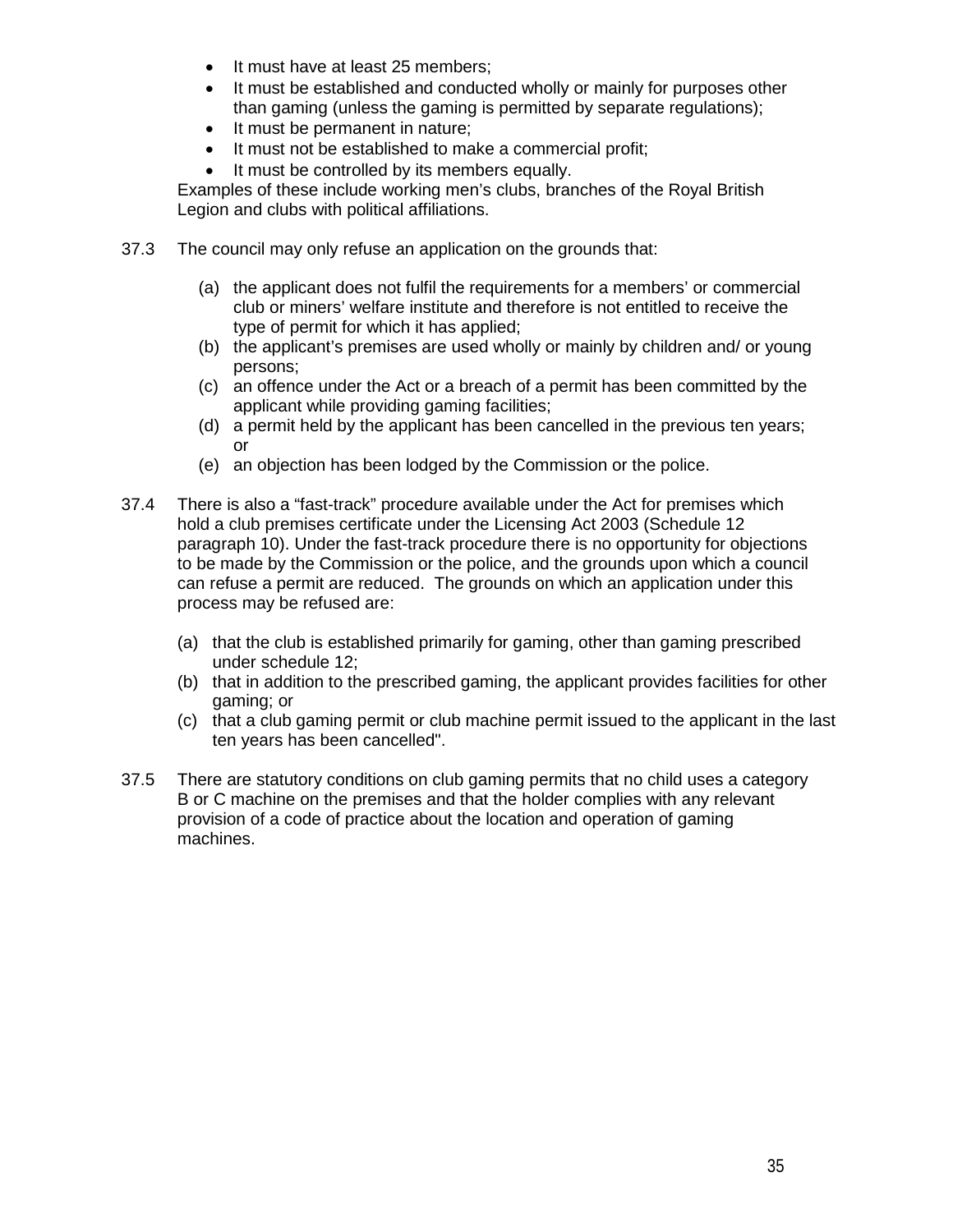- It must have at least 25 members;
- It must be established and conducted wholly or mainly for purposes other than gaming (unless the gaming is permitted by separate regulations);
- It must be permanent in nature;
- It must not be established to make a commercial profit;
- It must be controlled by its members equally.

Examples of these include working men's clubs, branches of the Royal British Legion and clubs with political affiliations.

37.3 The council may only refuse an application on the grounds that:

(a) the applicant does not fulfil the requirements for a members' or commercial club or miners' welfare institute and therefore is not entitled to receive the type of permit for which it has applied;
(b) the applicant's premises are used wholly or mainly by children and/ or young persons;
(c) an offence under the Act or a breach of a permit has been committed by the applicant while providing gaming facilities;
(d) a permit held by the applicant has been cancelled in the previous ten years; or
(e) an objection has been lodged by the Commission or the police.

37.4 There is also a "fast-track" procedure available under the Act for premises which hold a club premises certificate under the Licensing Act 2003 (Schedule 12 paragraph 10). Under the fast-track procedure there is no opportunity for objections to be made by the Commission or the police, and the grounds upon which a council can refuse a permit are reduced. The grounds on which an application under this process may be refused are:

(a) that the club is established primarily for gaming, other than gaming prescribed under schedule 12;
(b) that in addition to the prescribed gaming, the applicant provides facilities for other gaming; or
(c) that a club gaming permit or club machine permit issued to the applicant in the last ten years has been cancelled".

37.5 There are statutory conditions on club gaming permits that no child uses a category B or C machine on the premises and that the holder complies with any relevant provision of a code of practice about the location and operation of gaming machines.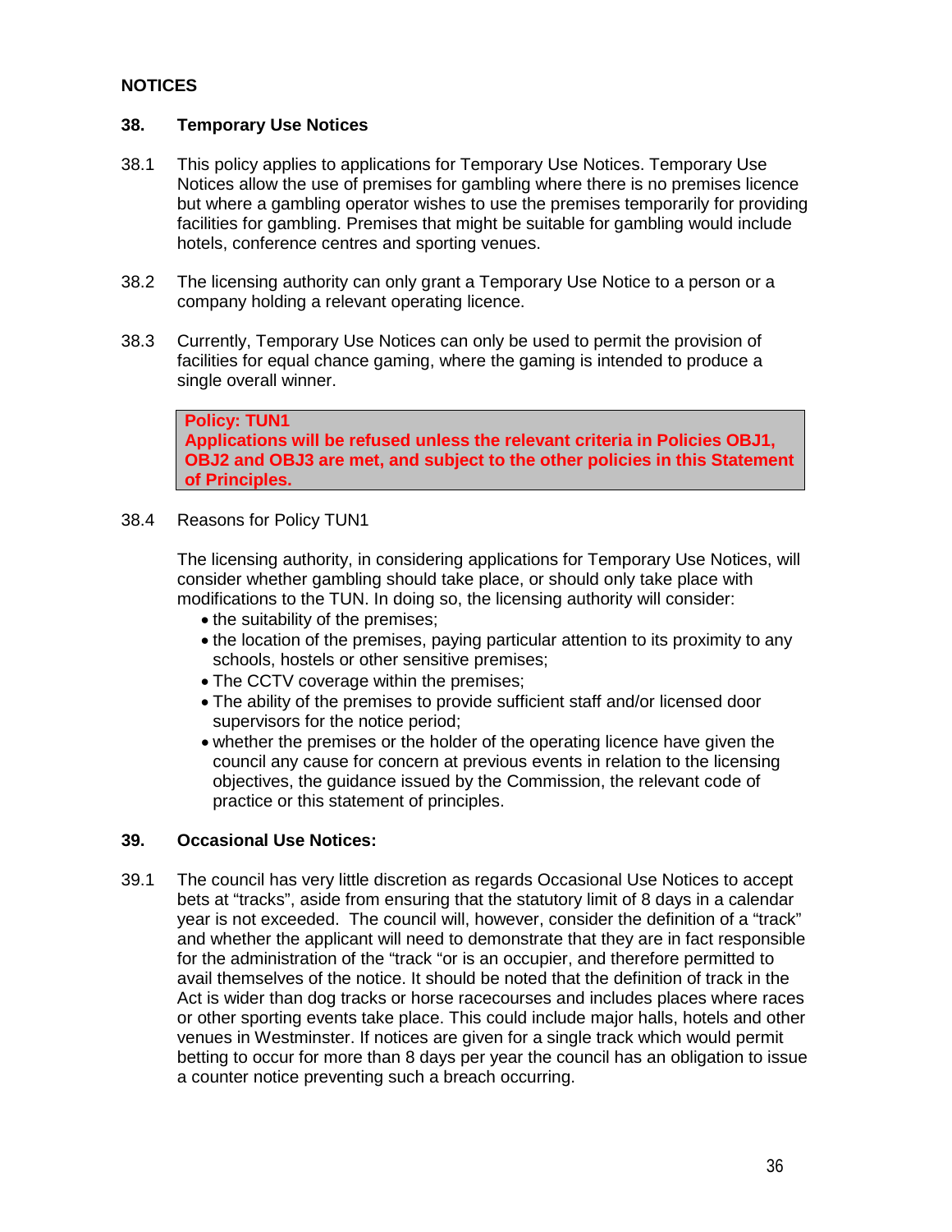## NOTICES

### 38. Temporary Use Notices

38.1 This policy applies to applications for Temporary Use Notices. Temporary Use Notices allow the use of premises for gambling where there is no premises licence but where a gambling operator wishes to use the premises temporarily for providing facilities for gambling. Premises that might be suitable for gambling would include hotels, conference centres and sporting venues.

38.2 The licensing authority can only grant a Temporary Use Notice to a person or a company holding a relevant operating licence.

38.3 Currently, Temporary Use Notices can only be used to permit the provision of facilities for equal chance gaming, where the gaming is intended to produce a single overall winner.

> **Policy: TUN1**
> **Applications will be refused unless the relevant criteria in Policies OBJ1, OBJ2 and OBJ3 are met, and subject to the other policies in this Statement of Principles.**

38.4 Reasons for Policy TUN1

The licensing authority, in considering applications for Temporary Use Notices, will consider whether gambling should take place, or should only take place with modifications to the TUN. In doing so, the licensing authority will consider:

- the suitability of the premises;
- the location of the premises, paying particular attention to its proximity to any schools, hostels or other sensitive premises;
- The CCTV coverage within the premises;
- The ability of the premises to provide sufficient staff and/or licensed door supervisors for the notice period;
- whether the premises or the holder of the operating licence have given the council any cause for concern at previous events in relation to the licensing objectives, the guidance issued by the Commission, the relevant code of practice or this statement of principles.

### 39. Occasional Use Notices:

39.1 The council has very little discretion as regards Occasional Use Notices to accept bets at "tracks", aside from ensuring that the statutory limit of 8 days in a calendar year is not exceeded. The council will, however, consider the definition of a "track" and whether the applicant will need to demonstrate that they are in fact responsible for the administration of the "track "or is an occupier, and therefore permitted to avail themselves of the notice. It should be noted that the definition of track in the Act is wider than dog tracks or horse racecourses and includes places where races or other sporting events take place. This could include major halls, hotels and other venues in Westminster. If notices are given for a single track which would permit betting to occur for more than 8 days per year the council has an obligation to issue a counter notice preventing such a breach occurring.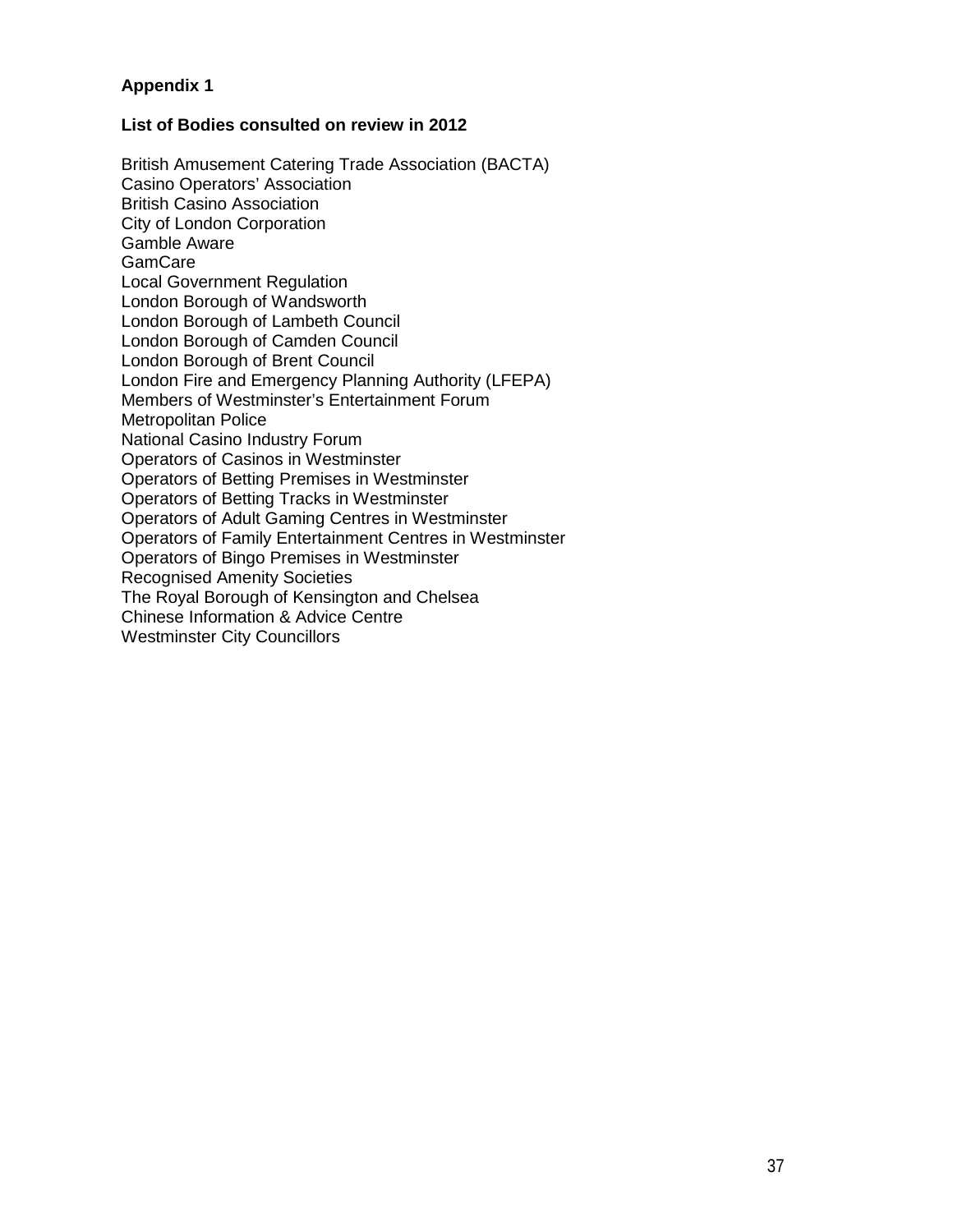## Appendix 1

### List of Bodies consulted on review in 2012

British Amusement Catering Trade Association (BACTA)
Casino Operators' Association
British Casino Association
City of London Corporation
Gamble Aware
GamCare
Local Government Regulation
London Borough of Wandsworth
London Borough of Lambeth Council
London Borough of Camden Council
London Borough of Brent Council
London Fire and Emergency Planning Authority (LFEPA)
Members of Westminster's Entertainment Forum
Metropolitan Police
National Casino Industry Forum
Operators of Casinos in Westminster
Operators of Betting Premises in Westminster
Operators of Betting Tracks in Westminster
Operators of Adult Gaming Centres in Westminster
Operators of Family Entertainment Centres in Westminster
Operators of Bingo Premises in Westminster
Recognised Amenity Societies
The Royal Borough of Kensington and Chelsea
Chinese Information & Advice Centre
Westminster City Councillors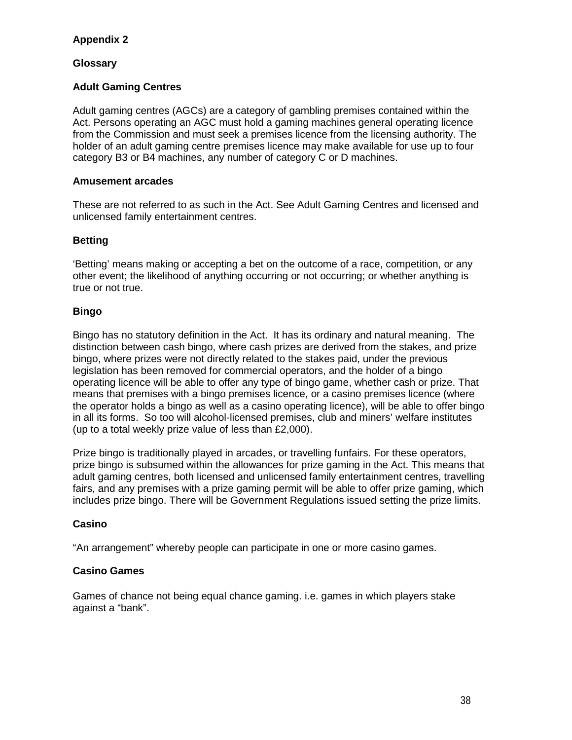## Appendix 2

## Glossary

### Adult Gaming Centres

Adult gaming centres (AGCs) are a category of gambling premises contained within the Act. Persons operating an AGC must hold a gaming machines general operating licence from the Commission and must seek a premises licence from the licensing authority. The holder of an adult gaming centre premises licence may make available for use up to four category B3 or B4 machines, any number of category C or D machines.

### Amusement arcades

These are not referred to as such in the Act. See Adult Gaming Centres and licensed and unlicensed family entertainment centres.

### Betting

'Betting' means making or accepting a bet on the outcome of a race, competition, or any other event; the likelihood of anything occurring or not occurring; or whether anything is true or not true.

### Bingo

Bingo has no statutory definition in the Act. It has its ordinary and natural meaning. The distinction between cash bingo, where cash prizes are derived from the stakes, and prize bingo, where prizes were not directly related to the stakes paid, under the previous legislation has been removed for commercial operators, and the holder of a bingo operating licence will be able to offer any type of bingo game, whether cash or prize. That means that premises with a bingo premises licence, or a casino premises licence (where the operator holds a bingo as well as a casino operating licence), will be able to offer bingo in all its forms. So too will alcohol-licensed premises, club and miners' welfare institutes (up to a total weekly prize value of less than £2,000).

Prize bingo is traditionally played in arcades, or travelling funfairs. For these operators, prize bingo is subsumed within the allowances for prize gaming in the Act. This means that adult gaming centres, both licensed and unlicensed family entertainment centres, travelling fairs, and any premises with a prize gaming permit will be able to offer prize gaming, which includes prize bingo. There will be Government Regulations issued setting the prize limits.

### Casino

"An arrangement" whereby people can participate in one or more casino games.

### Casino Games

Games of chance not being equal chance gaming. i.e. games in which players stake against a "bank".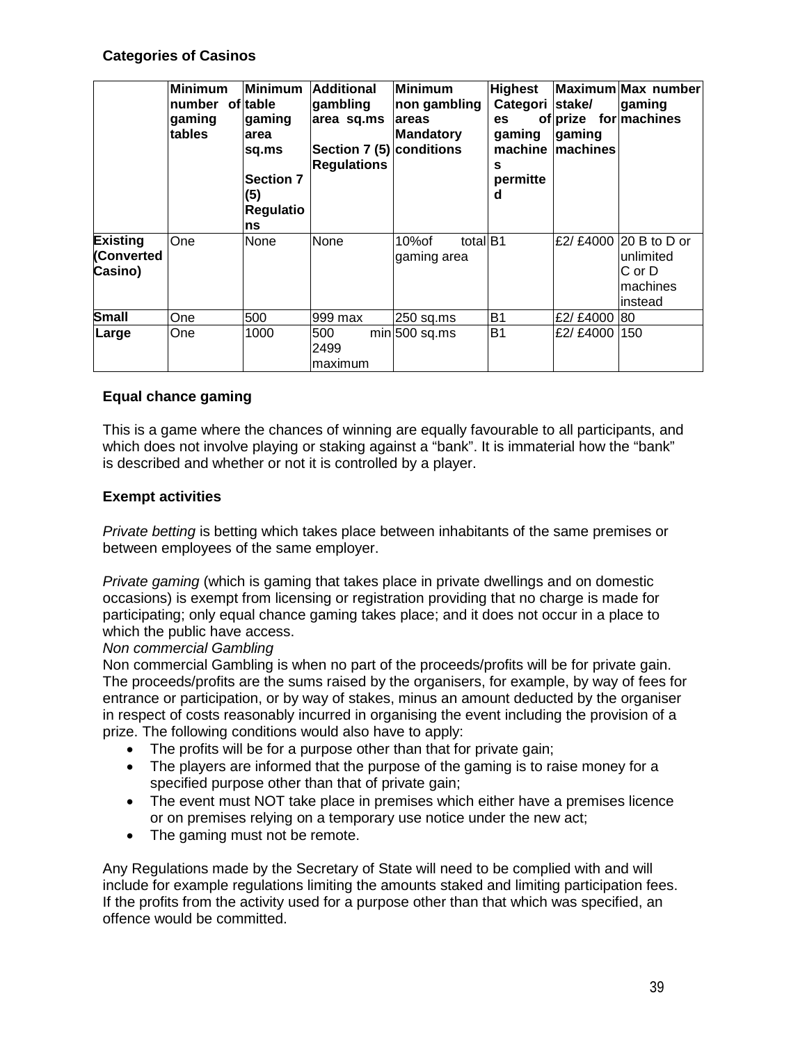### Categories of Casinos

| | Minimum number of gaming tables | Minimum table gaming area sq.ms Section 7 (5) Regulations | Additional gambling area sq.ms Section 7 (5) Regulations | Minimum non gambling areas Mandatory conditions | Highest Categories of gaming machines permitted | Maximum stake/ prize for gaming machines | Max number gaming machines |
|---|---|---|---|---|---|---|---|
| **Existing (Converted Casino)** | One | None | None | 10%of total gaming area | B1 | £2/ £4000 | 20 B to D or unlimited C or D machines instead |
| **Small** | One | 500 | 999 max | 250 sq.ms | B1 | £2/ £4000 | 80 |
| **Large** | One | 1000 | 500 min 2499 maximum | 500 sq.ms | B1 | £2/ £4000 | 150 |

### Equal chance gaming

This is a game where the chances of winning are equally favourable to all participants, and which does not involve playing or staking against a "bank". It is immaterial how the "bank" is described and whether or not it is controlled by a player.

### Exempt activities

*Private betting* is betting which takes place between inhabitants of the same premises or between employees of the same employer.

*Private gaming* (which is gaming that takes place in private dwellings and on domestic occasions) is exempt from licensing or registration providing that no charge is made for participating; only equal chance gaming takes place; and it does not occur in a place to which the public have access.

*Non commercial Gambling*

Non commercial Gambling is when no part of the proceeds/profits will be for private gain. The proceeds/profits are the sums raised by the organisers, for example, by way of fees for entrance or participation, or by way of stakes, minus an amount deducted by the organiser in respect of costs reasonably incurred in organising the event including the provision of a prize. The following conditions would also have to apply:

- The profits will be for a purpose other than that for private gain;
- The players are informed that the purpose of the gaming is to raise money for a specified purpose other than that of private gain;
- The event must NOT take place in premises which either have a premises licence or on premises relying on a temporary use notice under the new act;
- The gaming must not be remote.

Any Regulations made by the Secretary of State will need to be complied with and will include for example regulations limiting the amounts staked and limiting participation fees. If the profits from the activity used for a purpose other than that which was specified, an offence would be committed.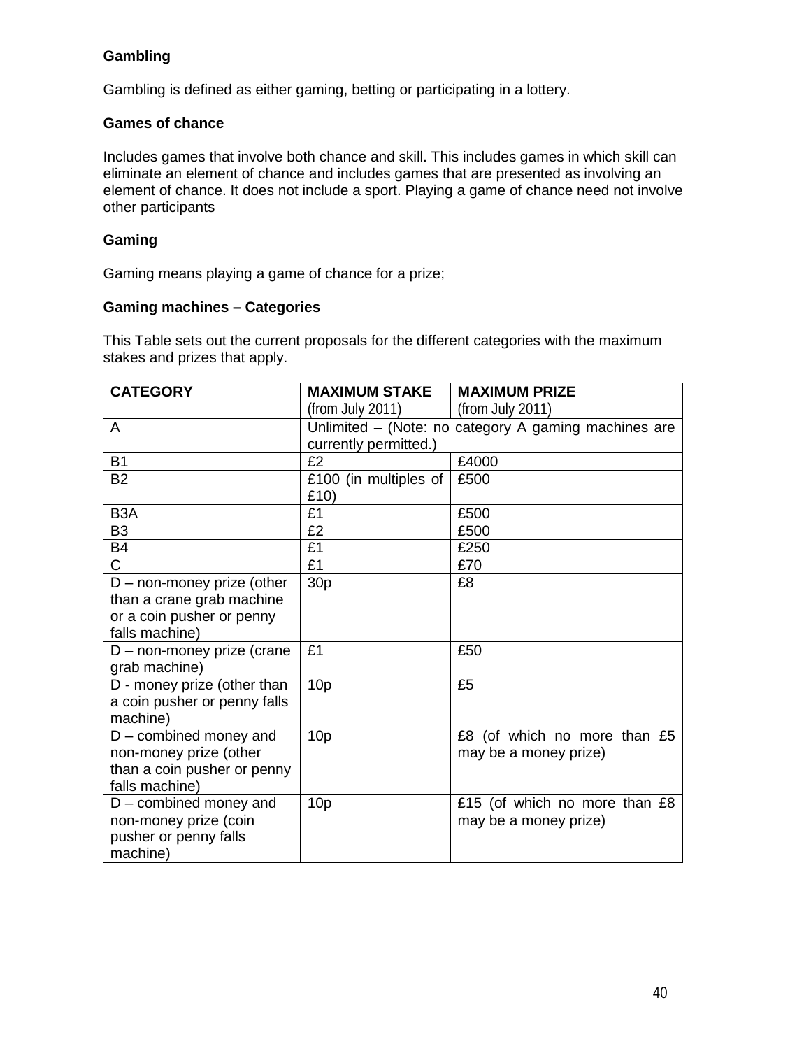**Gambling**

Gambling is defined as either gaming, betting or participating in a lottery.

**Games of chance**

Includes games that involve both chance and skill. This includes games in which skill can eliminate an element of chance and includes games that are presented as involving an element of chance. It does not include a sport. Playing a game of chance need not involve other participants

**Gaming**

Gaming means playing a game of chance for a prize;

**Gaming machines – Categories**

This Table sets out the current proposals for the different categories with the maximum stakes and prizes that apply.

| **CATEGORY** | **MAXIMUM STAKE** (from July 2011) | **MAXIMUM PRIZE** (from July 2011) |
|---|---|---|
| A | Unlimited – (Note: no category A gaming machines are currently permitted.) | |
| B1 | £2 | £4000 |
| B2 | £100 (in multiples of £10) | £500 |
| B3A | £1 | £500 |
| B3 | £2 | £500 |
| B4 | £1 | £250 |
| C | £1 | £70 |
| D – non-money prize (other than a crane grab machine or a coin pusher or penny falls machine) | 30p | £8 |
| D – non-money prize (crane grab machine) | £1 | £50 |
| D - money prize (other than a coin pusher or penny falls machine) | 10p | £5 |
| D – combined money and non-money prize (other than a coin pusher or penny falls machine) | 10p | £8 (of which no more than £5 may be a money prize) |
| D – combined money and non-money prize (coin pusher or penny falls machine) | 10p | £15 (of which no more than £8 may be a money prize) |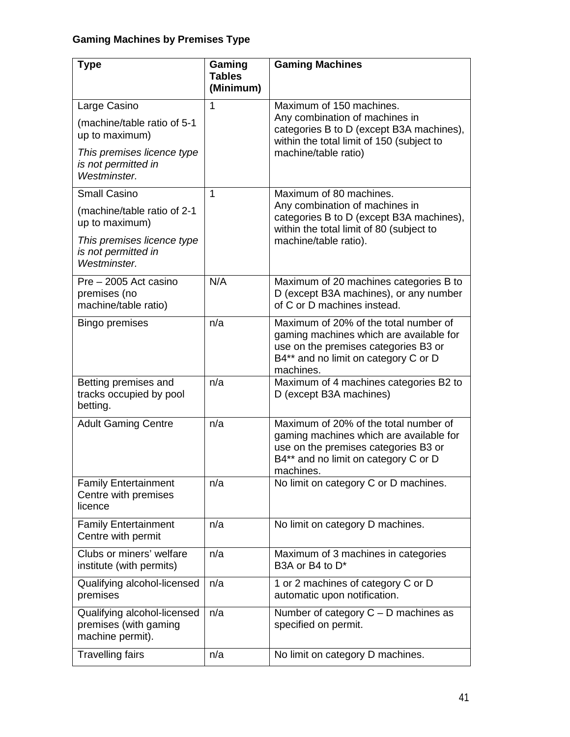**Gaming Machines by Premises Type**

| Type | Gaming Tables (Minimum) | Gaming Machines |
| --- | --- | --- |
| Large Casino<br><br>(machine/table ratio of 5-1 up to maximum)<br><br>*This premises licence type is not permitted in Westminster.* | 1 | Maximum of 150 machines.<br>Any combination of machines in categories B to D (except B3A machines), within the total limit of 150 (subject to machine/table ratio) |
| Small Casino<br><br>(machine/table ratio of 2-1 up to maximum)<br><br>*This premises licence type is not permitted in Westminster.* | 1 | Maximum of 80 machines.<br>Any combination of machines in categories B to D (except B3A machines), within the total limit of 80 (subject to machine/table ratio). |
| Pre – 2005 Act casino premises (no machine/table ratio) | N/A | Maximum of 20 machines categories B to D (except B3A machines), or any number of C or D machines instead. |
| Bingo premises | n/a | Maximum of 20% of the total number of gaming machines which are available for use on the premises categories B3 or B4** and no limit on category C or D machines. |
| Betting premises and tracks occupied by pool betting. | n/a | Maximum of 4 machines categories B2 to D (except B3A machines) |
| Adult Gaming Centre | n/a | Maximum of 20% of the total number of gaming machines which are available for use on the premises categories B3 or B4** and no limit on category C or D machines. |
| Family Entertainment Centre with premises licence | n/a | No limit on category C or D machines. |
| Family Entertainment Centre with permit | n/a | No limit on category D machines. |
| Clubs or miners' welfare institute (with permits) | n/a | Maximum of 3 machines in categories B3A or B4 to D* |
| Qualifying alcohol-licensed premises | n/a | 1 or 2 machines of category C or D automatic upon notification. |
| Qualifying alcohol-licensed premises (with gaming machine permit). | n/a | Number of category C – D machines as specified on permit. |
| Travelling fairs | n/a | No limit on category D machines. |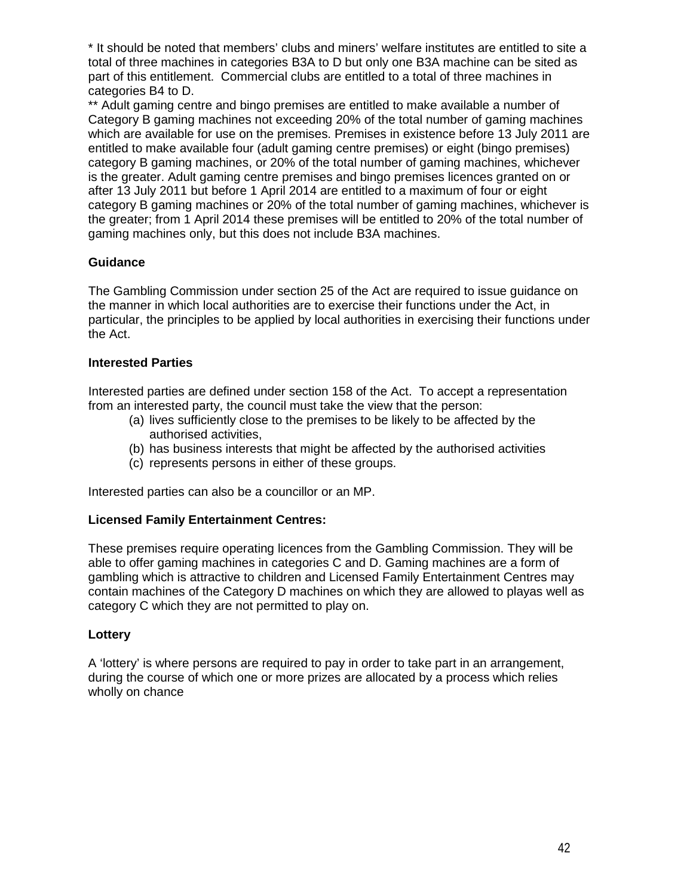* It should be noted that members' clubs and miners' welfare institutes are entitled to site a total of three machines in categories B3A to D but only one B3A machine can be sited as part of this entitlement. Commercial clubs are entitled to a total of three machines in categories B4 to D.

** Adult gaming centre and bingo premises are entitled to make available a number of Category B gaming machines not exceeding 20% of the total number of gaming machines which are available for use on the premises. Premises in existence before 13 July 2011 are entitled to make available four (adult gaming centre premises) or eight (bingo premises) category B gaming machines, or 20% of the total number of gaming machines, whichever is the greater. Adult gaming centre premises and bingo premises licences granted on or after 13 July 2011 but before 1 April 2014 are entitled to a maximum of four or eight category B gaming machines or 20% of the total number of gaming machines, whichever is the greater; from 1 April 2014 these premises will be entitled to 20% of the total number of gaming machines only, but this does not include B3A machines.

**Guidance**

The Gambling Commission under section 25 of the Act are required to issue guidance on the manner in which local authorities are to exercise their functions under the Act, in particular, the principles to be applied by local authorities in exercising their functions under the Act.

**Interested Parties**

Interested parties are defined under section 158 of the Act. To accept a representation from an interested party, the council must take the view that the person:

(a) lives sufficiently close to the premises to be likely to be affected by the authorised activities,
(b) has business interests that might be affected by the authorised activities
(c) represents persons in either of these groups.

Interested parties can also be a councillor or an MP.

**Licensed Family Entertainment Centres:**

These premises require operating licences from the Gambling Commission. They will be able to offer gaming machines in categories C and D. Gaming machines are a form of gambling which is attractive to children and Licensed Family Entertainment Centres may contain machines of the Category D machines on which they are allowed to playas well as category C which they are not permitted to play on.

**Lottery**

A 'lottery' is where persons are required to pay in order to take part in an arrangement, during the course of which one or more prizes are allocated by a process which relies wholly on chance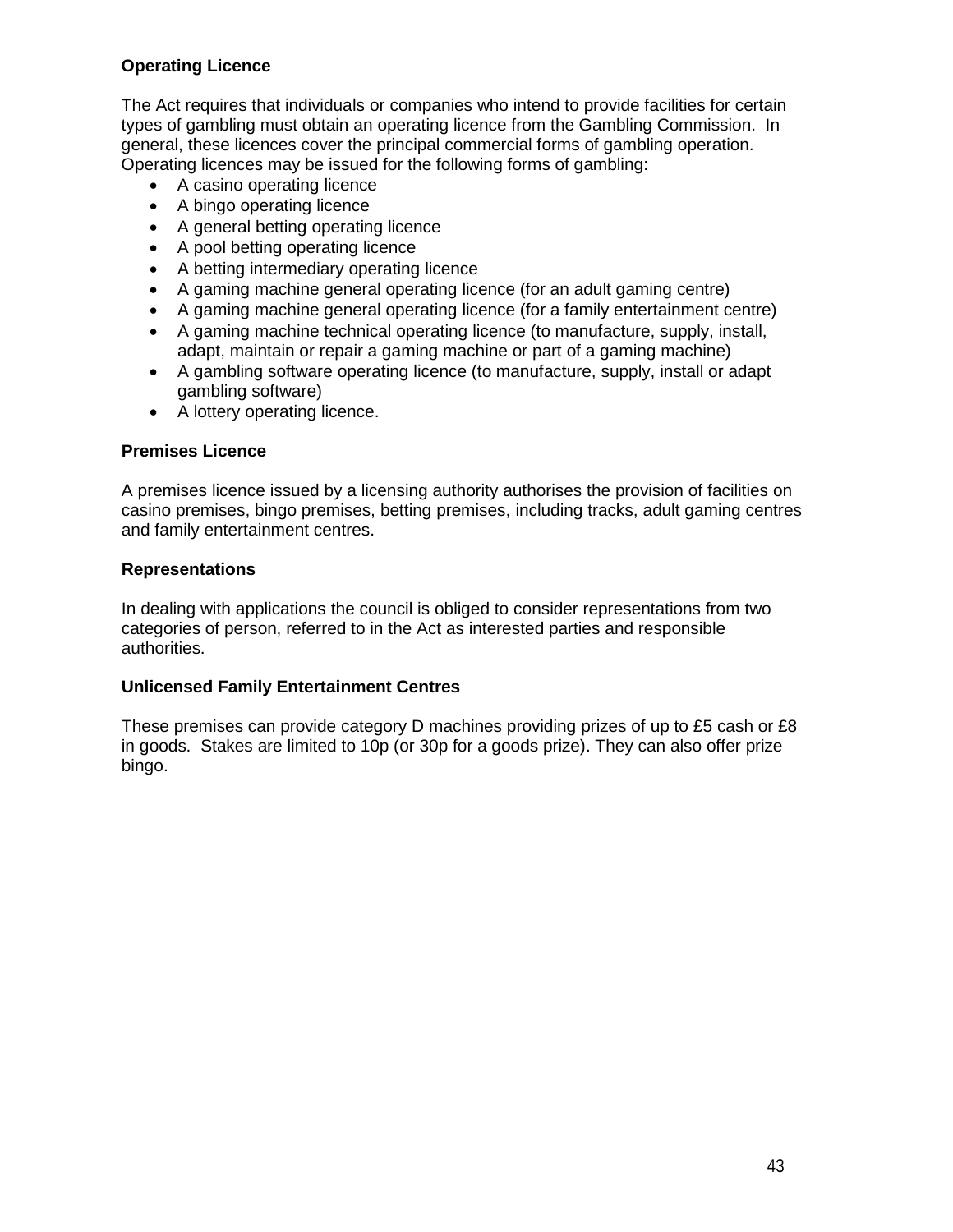**Operating Licence**

The Act requires that individuals or companies who intend to provide facilities for certain types of gambling must obtain an operating licence from the Gambling Commission. In general, these licences cover the principal commercial forms of gambling operation. Operating licences may be issued for the following forms of gambling:

- A casino operating licence
- A bingo operating licence
- A general betting operating licence
- A pool betting operating licence
- A betting intermediary operating licence
- A gaming machine general operating licence (for an adult gaming centre)
- A gaming machine general operating licence (for a family entertainment centre)
- A gaming machine technical operating licence (to manufacture, supply, install, adapt, maintain or repair a gaming machine or part of a gaming machine)
- A gambling software operating licence (to manufacture, supply, install or adapt gambling software)
- A lottery operating licence.

**Premises Licence**

A premises licence issued by a licensing authority authorises the provision of facilities on casino premises, bingo premises, betting premises, including tracks, adult gaming centres and family entertainment centres.

**Representations**

In dealing with applications the council is obliged to consider representations from two categories of person, referred to in the Act as interested parties and responsible authorities.

**Unlicensed Family Entertainment Centres**

These premises can provide category D machines providing prizes of up to £5 cash or £8 in goods. Stakes are limited to 10p (or 30p for a goods prize). They can also offer prize bingo.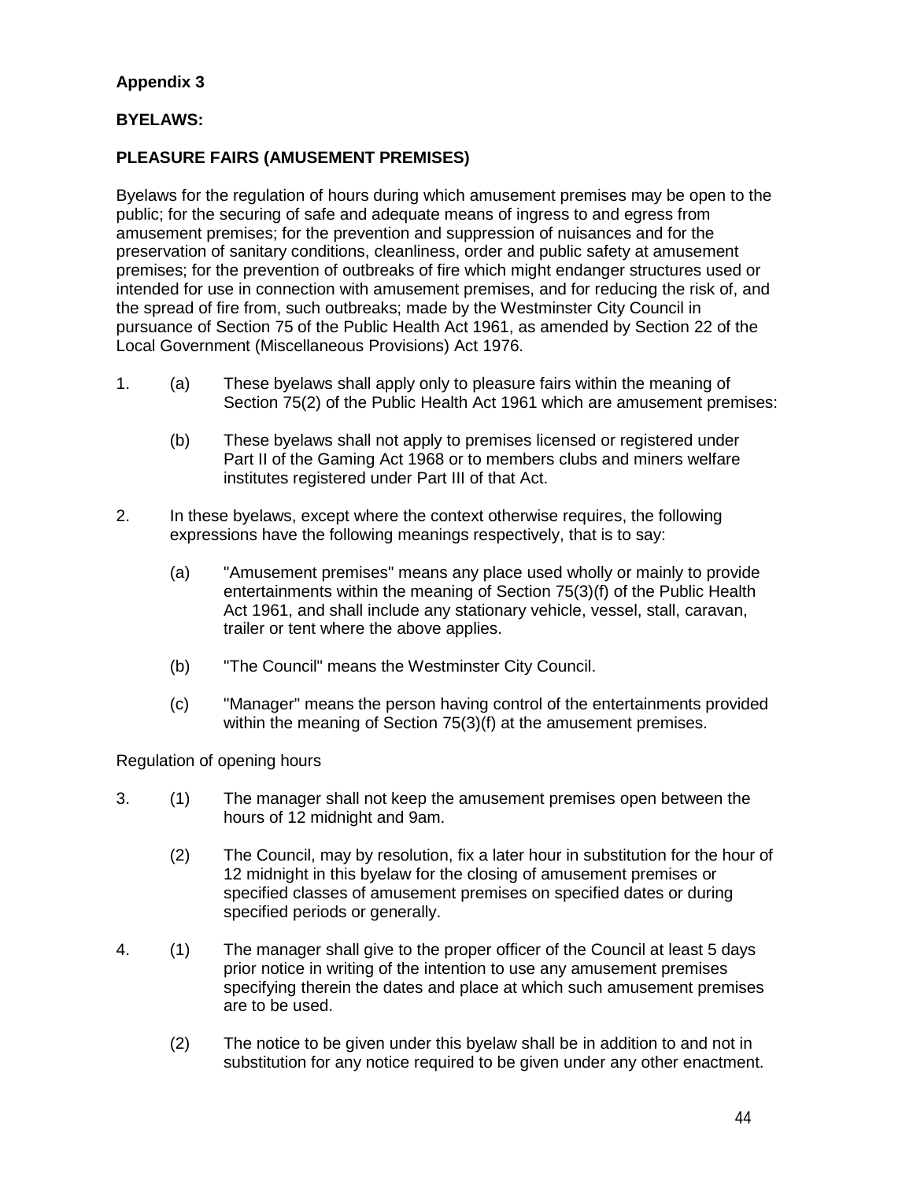**Appendix 3**

**BYELAWS:**

**PLEASURE FAIRS (AMUSEMENT PREMISES)**

Byelaws for the regulation of hours during which amusement premises may be open to the public; for the securing of safe and adequate means of ingress to and egress from amusement premises; for the prevention and suppression of nuisances and for the preservation of sanitary conditions, cleanliness, order and public safety at amusement premises; for the prevention of outbreaks of fire which might endanger structures used or intended for use in connection with amusement premises, and for reducing the risk of, and the spread of fire from, such outbreaks; made by the Westminster City Council in pursuance of Section 75 of the Public Health Act 1961, as amended by Section 22 of the Local Government (Miscellaneous Provisions) Act 1976.

1. (a) These byelaws shall apply only to pleasure fairs within the meaning of Section 75(2) of the Public Health Act 1961 which are amusement premises:

   (b) These byelaws shall not apply to premises licensed or registered under Part II of the Gaming Act 1968 or to members clubs and miners welfare institutes registered under Part III of that Act.

2. In these byelaws, except where the context otherwise requires, the following expressions have the following meanings respectively, that is to say:

   (a) "Amusement premises" means any place used wholly or mainly to provide entertainments within the meaning of Section 75(3)(f) of the Public Health Act 1961, and shall include any stationary vehicle, vessel, stall, caravan, trailer or tent where the above applies.

   (b) "The Council" means the Westminster City Council.

   (c) "Manager" means the person having control of the entertainments provided within the meaning of Section 75(3)(f) at the amusement premises.

Regulation of opening hours

3. (1) The manager shall not keep the amusement premises open between the hours of 12 midnight and 9am.

   (2) The Council, may by resolution, fix a later hour in substitution for the hour of 12 midnight in this byelaw for the closing of amusement premises or specified classes of amusement premises on specified dates or during specified periods or generally.

4. (1) The manager shall give to the proper officer of the Council at least 5 days prior notice in writing of the intention to use any amusement premises specifying therein the dates and place at which such amusement premises are to be used.

   (2) The notice to be given under this byelaw shall be in addition to and not in substitution for any notice required to be given under any other enactment.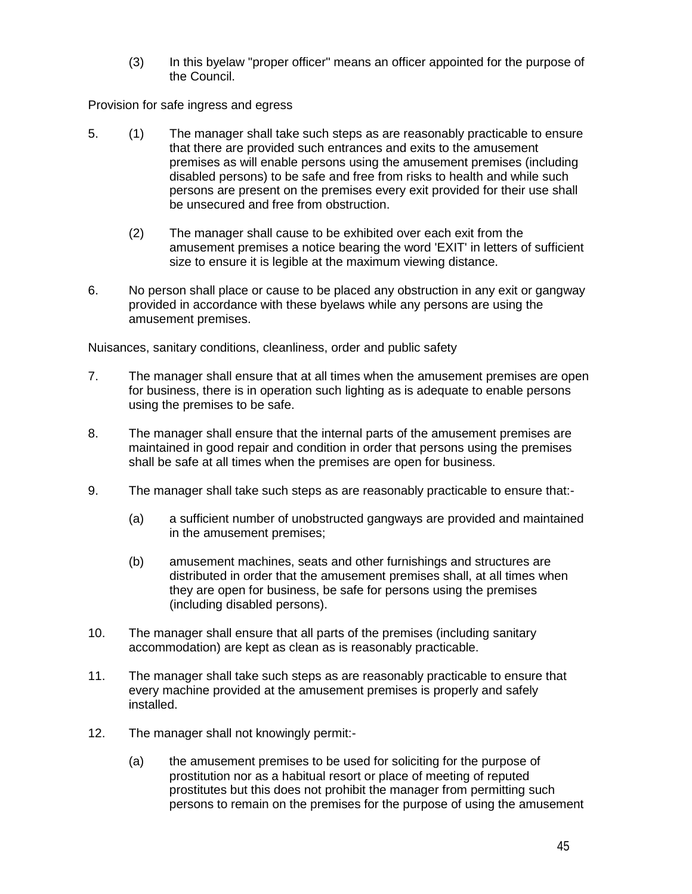(3) In this byelaw "proper officer" means an officer appointed for the purpose of the Council.

Provision for safe ingress and egress

5. (1) The manager shall take such steps as are reasonably practicable to ensure that there are provided such entrances and exits to the amusement premises as will enable persons using the amusement premises (including disabled persons) to be safe and free from risks to health and while such persons are present on the premises every exit provided for their use shall be unsecured and free from obstruction.

   (2) The manager shall cause to be exhibited over each exit from the amusement premises a notice bearing the word 'EXIT' in letters of sufficient size to ensure it is legible at the maximum viewing distance.

6. No person shall place or cause to be placed any obstruction in any exit or gangway provided in accordance with these byelaws while any persons are using the amusement premises.

Nuisances, sanitary conditions, cleanliness, order and public safety

7. The manager shall ensure that at all times when the amusement premises are open for business, there is in operation such lighting as is adequate to enable persons using the premises to be safe.

8. The manager shall ensure that the internal parts of the amusement premises are maintained in good repair and condition in order that persons using the premises shall be safe at all times when the premises are open for business.

9. The manager shall take such steps as are reasonably practicable to ensure that:-

   (a) a sufficient number of unobstructed gangways are provided and maintained in the amusement premises;

   (b) amusement machines, seats and other furnishings and structures are distributed in order that the amusement premises shall, at all times when they are open for business, be safe for persons using the premises (including disabled persons).

10. The manager shall ensure that all parts of the premises (including sanitary accommodation) are kept as clean as is reasonably practicable.

11. The manager shall take such steps as are reasonably practicable to ensure that every machine provided at the amusement premises is properly and safely installed.

12. The manager shall not knowingly permit:-

   (a) the amusement premises to be used for soliciting for the purpose of prostitution nor as a habitual resort or place of meeting of reputed prostitutes but this does not prohibit the manager from permitting such persons to remain on the premises for the purpose of using the amusement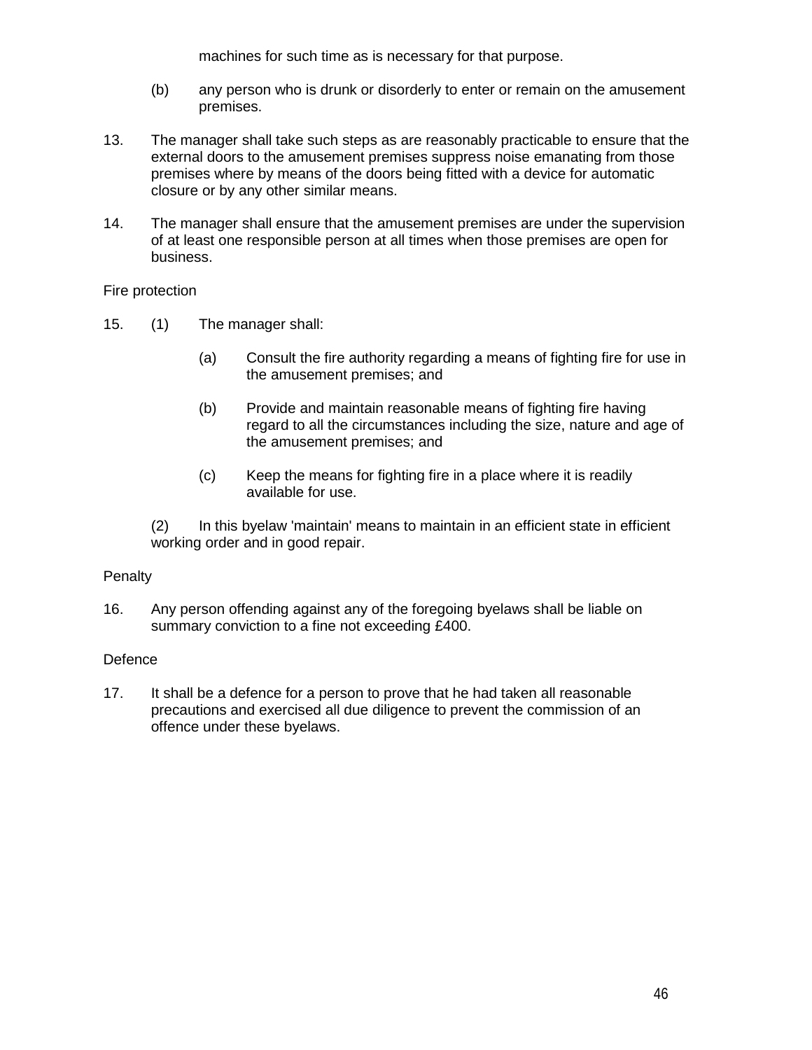machines for such time as is necessary for that purpose.

(b) any person who is drunk or disorderly to enter or remain on the amusement premises.

13. The manager shall take such steps as are reasonably practicable to ensure that the external doors to the amusement premises suppress noise emanating from those premises where by means of the doors being fitted with a device for automatic closure or by any other similar means.

14. The manager shall ensure that the amusement premises are under the supervision of at least one responsible person at all times when those premises are open for business.

Fire protection

15. (1) The manager shall:

(a) Consult the fire authority regarding a means of fighting fire for use in the amusement premises; and

(b) Provide and maintain reasonable means of fighting fire having regard to all the circumstances including the size, nature and age of the amusement premises; and

(c) Keep the means for fighting fire in a place where it is readily available for use.

(2) In this byelaw 'maintain' means to maintain in an efficient state in efficient working order and in good repair.

Penalty

16. Any person offending against any of the foregoing byelaws shall be liable on summary conviction to a fine not exceeding £400.

Defence

17. It shall be a defence for a person to prove that he had taken all reasonable precautions and exercised all due diligence to prevent the commission of an offence under these byelaws.